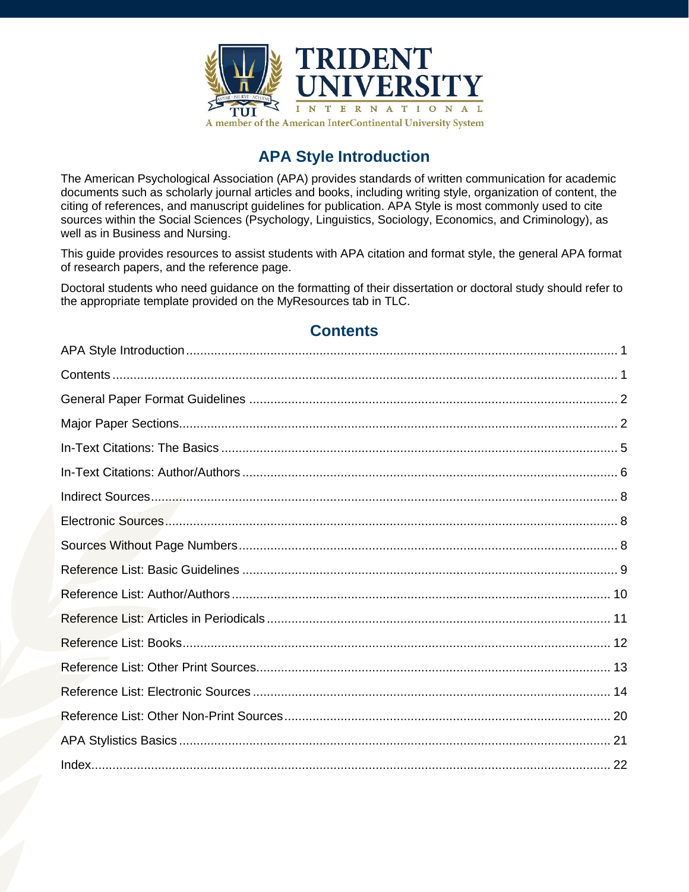TRIDENT UNIVERSITY INTERNATIONAL

A member of the American InterContinental University System

# APA Style Introduction

The American Psychological Association (APA) provides standards of written communication for academic documents such as scholarly journal articles and books, including writing style, organization of content, the citing of references, and manuscript guidelines for publication. APA Style is most commonly used to cite sources within the Social Sciences (Psychology, Linguistics, Sociology, Economics, and Criminology), as well as in Business and Nursing.

This guide provides resources to assist students with APA citation and format style, the general APA format of research papers, and the reference page.

Doctoral students who need guidance on the formatting of their dissertation or doctoral study should refer to the appropriate template provided on the MyResources tab in TLC.

## Contents

APA Style Introduction ........ 1
Contents ........ 1
General Paper Format Guidelines ........ 2
Major Paper Sections ........ 2
In-Text Citations: The Basics ........ 5
In-Text Citations: Author/Authors ........ 6
Indirect Sources ........ 8
Electronic Sources ........ 8
Sources Without Page Numbers ........ 8
Reference List: Basic Guidelines ........ 9
Reference List: Author/Authors ........ 10
Reference List: Articles in Periodicals ........ 11
Reference List: Books ........ 12
Reference List: Other Print Sources ........ 13
Reference List: Electronic Sources ........ 14
Reference List: Other Non-Print Sources ........ 20
APA Stylistics Basics ........ 21
Index ........ 22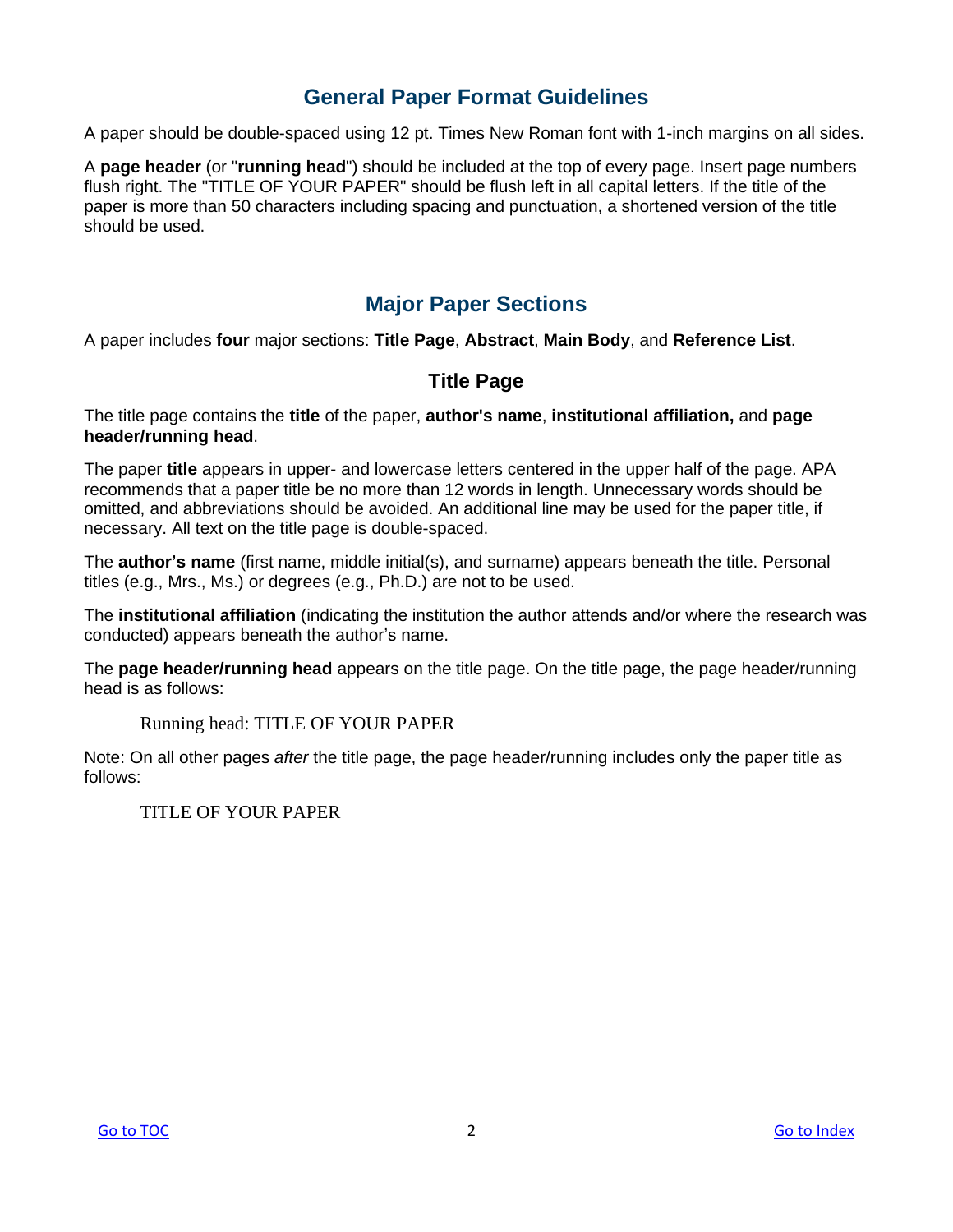## General Paper Format Guidelines

A paper should be double-spaced using 12 pt. Times New Roman font with 1-inch margins on all sides.

A **page header** (or "**running head**") should be included at the top of every page. Insert page numbers flush right. The "TITLE OF YOUR PAPER" should be flush left in all capital letters. If the title of the paper is more than 50 characters including spacing and punctuation, a shortened version of the title should be used.

## Major Paper Sections

A paper includes **four** major sections: **Title Page**, **Abstract**, **Main Body**, and **Reference List**.

### Title Page

The title page contains the **title** of the paper, **author's name**, **institutional affiliation,** and **page header/running head**.

The paper **title** appears in upper- and lowercase letters centered in the upper half of the page. APA recommends that a paper title be no more than 12 words in length. Unnecessary words should be omitted, and abbreviations should be avoided. An additional line may be used for the paper title, if necessary. All text on the title page is double-spaced.

The **author's name** (first name, middle initial(s), and surname) appears beneath the title. Personal titles (e.g., Mrs., Ms.) or degrees (e.g., Ph.D.) are not to be used.

The **institutional affiliation** (indicating the institution the author attends and/or where the research was conducted) appears beneath the author's name.

The **page header/running head** appears on the title page. On the title page, the page header/running head is as follows:

> Running head: TITLE OF YOUR PAPER

Note: On all other pages *after* the title page, the page header/running includes only the paper title as follows:

> TITLE OF YOUR PAPER

Go to TOC

Go to Index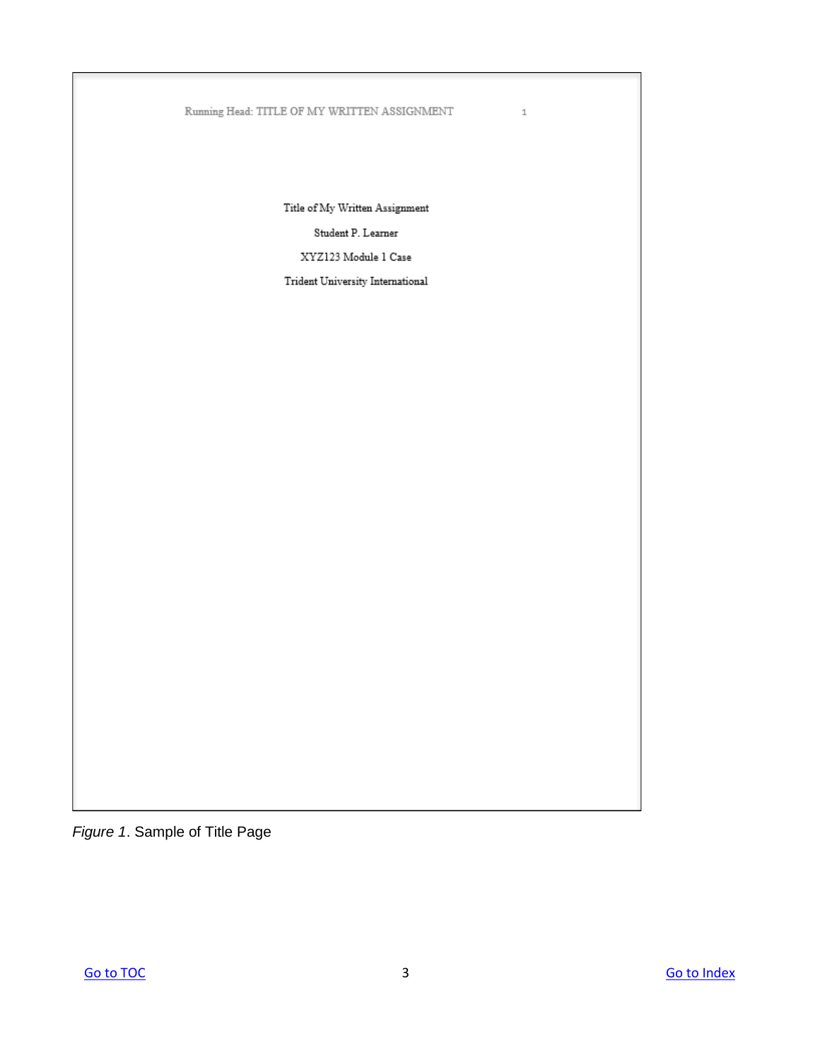Running Head: TITLE OF MY WRITTEN ASSIGNMENT 1

Title of My Written Assignment

Student P. Learner

XYZ123 Module 1 Case

Trident University International

*Figure 1*. Sample of Title Page

[Go to TOC]

[Go to Index]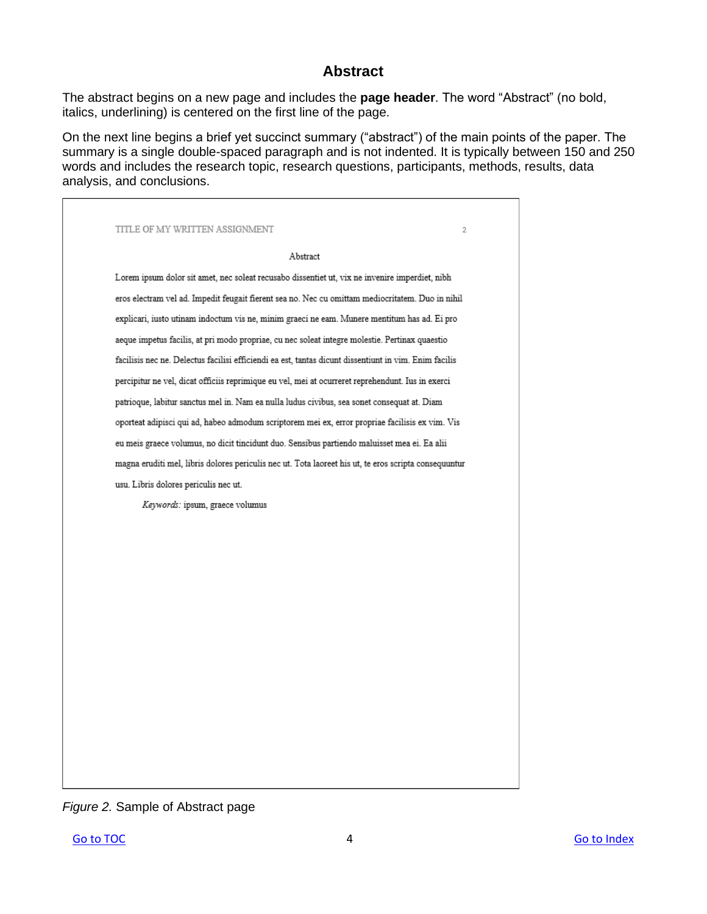## Abstract

The abstract begins on a new page and includes the **page header**. The word “Abstract” (no bold, italics, underlining) is centered on the first line of the page.

On the next line begins a brief yet succinct summary (“abstract”) of the main points of the paper. The summary is a single double-spaced paragraph and is not indented. It is typically between 150 and 250 words and includes the research topic, research questions, participants, methods, results, data analysis, and conclusions.

TITLE OF MY WRITTEN ASSIGNMENT 2

Abstract

Lorem ipsum dolor sit amet, nec soleat recusabo dissentiet ut, vix ne invenire imperdiet, nibh eros electram vel ad. Impedit feugait fierent sea no. Nec cu omittam mediocritatem. Duo in nihil explicari, iusto utinam indoctum vis ne, minim graeci ne eam. Munere mentitum has ad. Ei pro aeque impetus facilis, at pri modo propriae, cu nec soleat integre molestie. Pertinax quaestio facilisis nec ne. Delectus facilisi efficiendi ea est, tantas dicunt dissentiunt in vim. Enim facilis percipitur ne vel, dicat officiis reprimique eu vel, mei at ocurreret reprehendunt. Ius in exerci patrioque, labitur sanctus mel in. Nam ea nulla ludus civibus, sea sonet consequat at. Diam oporteat adipisci qui ad, habeo admodum scriptorem mei ex, error propriae facilisis ex vim. Vis eu meis graece volumus, no dicit tincidunt duo. Sensibus partiendo maluisset mea ei. Ea alii magna eruditi mel, libris dolores periculis nec ut. Tota laoreet his ut, te eros scripta consequuntur usu. Libris dolores periculis nec ut.

*Keywords:* ipsum, graece volumus

*Figure 2.* Sample of Abstract page

Go to TOC

Go to Index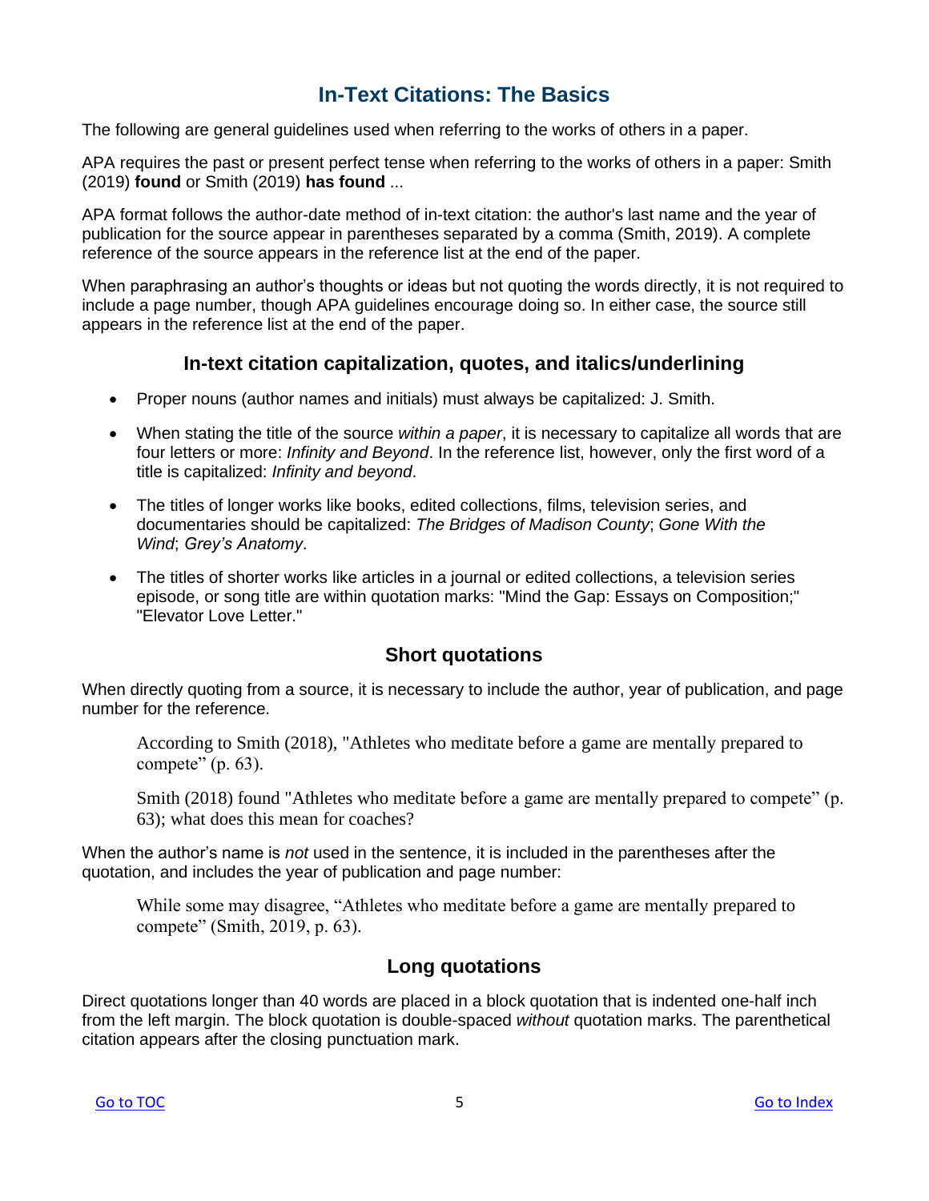## In-Text Citations: The Basics

The following are general guidelines used when referring to the works of others in a paper.

APA requires the past or present perfect tense when referring to the works of others in a paper: Smith (2019) **found** or Smith (2019) **has found** ...

APA format follows the author-date method of in-text citation: the author's last name and the year of publication for the source appear in parentheses separated by a comma (Smith, 2019). A complete reference of the source appears in the reference list at the end of the paper.

When paraphrasing an author's thoughts or ideas but not quoting the words directly, it is not required to include a page number, though APA guidelines encourage doing so. In either case, the source still appears in the reference list at the end of the paper.

### In-text citation capitalization, quotes, and italics/underlining

- Proper nouns (author names and initials) must always be capitalized: J. Smith.
- When stating the title of the source *within a paper*, it is necessary to capitalize all words that are four letters or more: *Infinity and Beyond*. In the reference list, however, only the first word of a title is capitalized: *Infinity and beyond*.
- The titles of longer works like books, edited collections, films, television series, and documentaries should be capitalized: *The Bridges of Madison County*; *Gone With the Wind*; *Grey's Anatomy*.
- The titles of shorter works like articles in a journal or edited collections, a television series episode, or song title are within quotation marks: "Mind the Gap: Essays on Composition;" "Elevator Love Letter."

### Short quotations

When directly quoting from a source, it is necessary to include the author, year of publication, and page number for the reference.

> According to Smith (2018), "Athletes who meditate before a game are mentally prepared to compete" (p. 63).

> Smith (2018) found "Athletes who meditate before a game are mentally prepared to compete" (p. 63); what does this mean for coaches?

When the author's name is *not* used in the sentence, it is included in the parentheses after the quotation, and includes the year of publication and page number:

> While some may disagree, "Athletes who meditate before a game are mentally prepared to compete" (Smith, 2019, p. 63).

### Long quotations

Direct quotations longer than 40 words are placed in a block quotation that is indented one-half inch from the left margin. The block quotation is double-spaced *without* quotation marks. The parenthetical citation appears after the closing punctuation mark.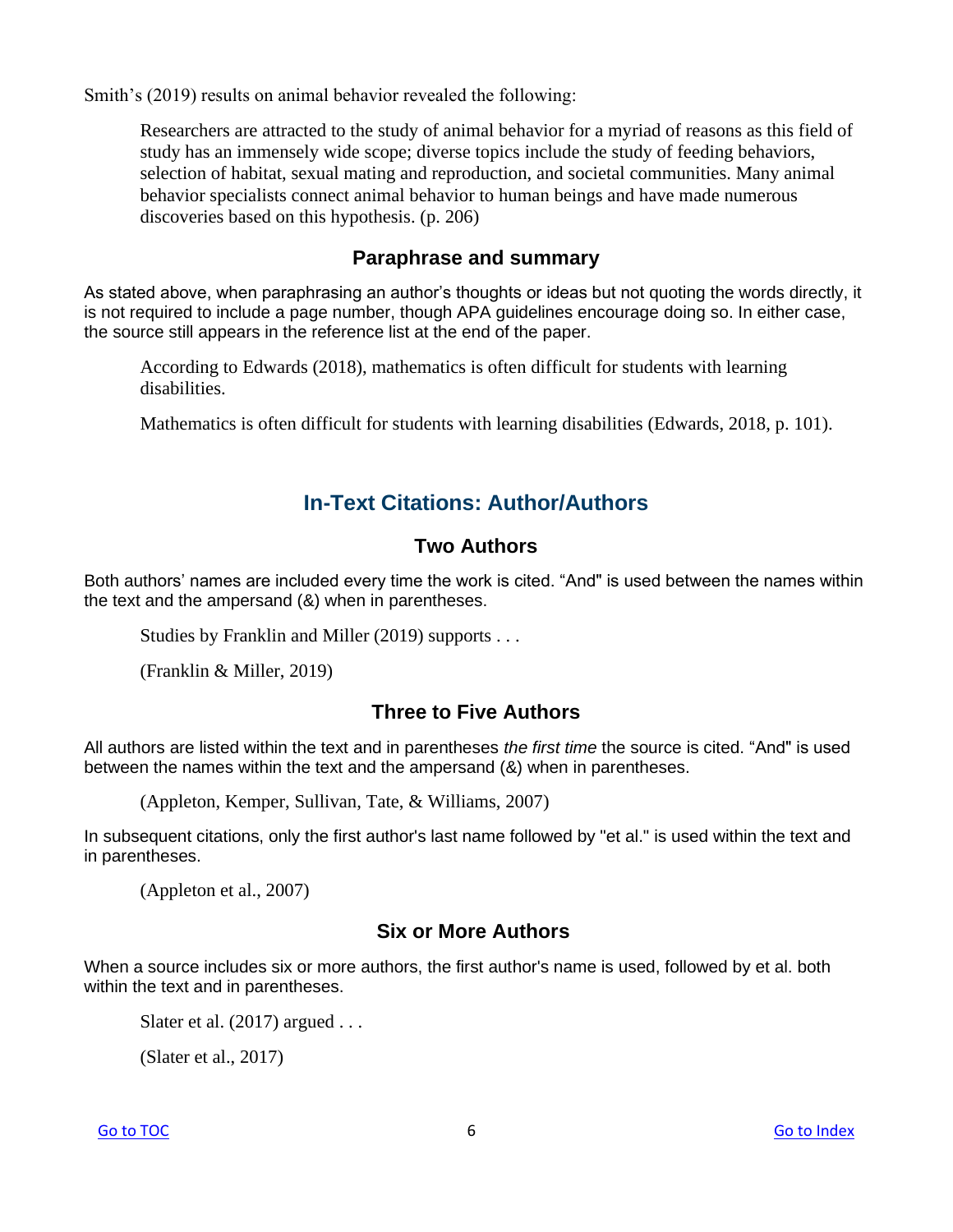Smith's (2019) results on animal behavior revealed the following:

> Researchers are attracted to the study of animal behavior for a myriad of reasons as this field of study has an immensely wide scope; diverse topics include the study of feeding behaviors, selection of habitat, sexual mating and reproduction, and societal communities. Many animal behavior specialists connect animal behavior to human beings and have made numerous discoveries based on this hypothesis. (p. 206)

### Paraphrase and summary

As stated above, when paraphrasing an author's thoughts or ideas but not quoting the words directly, it is not required to include a page number, though APA guidelines encourage doing so. In either case, the source still appears in the reference list at the end of the paper.

> According to Edwards (2018), mathematics is often difficult for students with learning disabilities.
>
> Mathematics is often difficult for students with learning disabilities (Edwards, 2018, p. 101).

## In-Text Citations: Author/Authors

### Two Authors

Both authors' names are included every time the work is cited. "And" is used between the names within the text and the ampersand (&) when in parentheses.

> Studies by Franklin and Miller (2019) supports . . .
>
> (Franklin & Miller, 2019)

### Three to Five Authors

All authors are listed within the text and in parentheses *the first time* the source is cited. "And" is used between the names within the text and the ampersand (&) when in parentheses.

> (Appleton, Kemper, Sullivan, Tate, & Williams, 2007)

In subsequent citations, only the first author's last name followed by "et al." is used within the text and in parentheses.

> (Appleton et al., 2007)

### Six or More Authors

When a source includes six or more authors, the first author's name is used, followed by et al. both within the text and in parentheses.

> Slater et al. (2017) argued . . .
>
> (Slater et al., 2017)

[Go to TOC]

[Go to Index]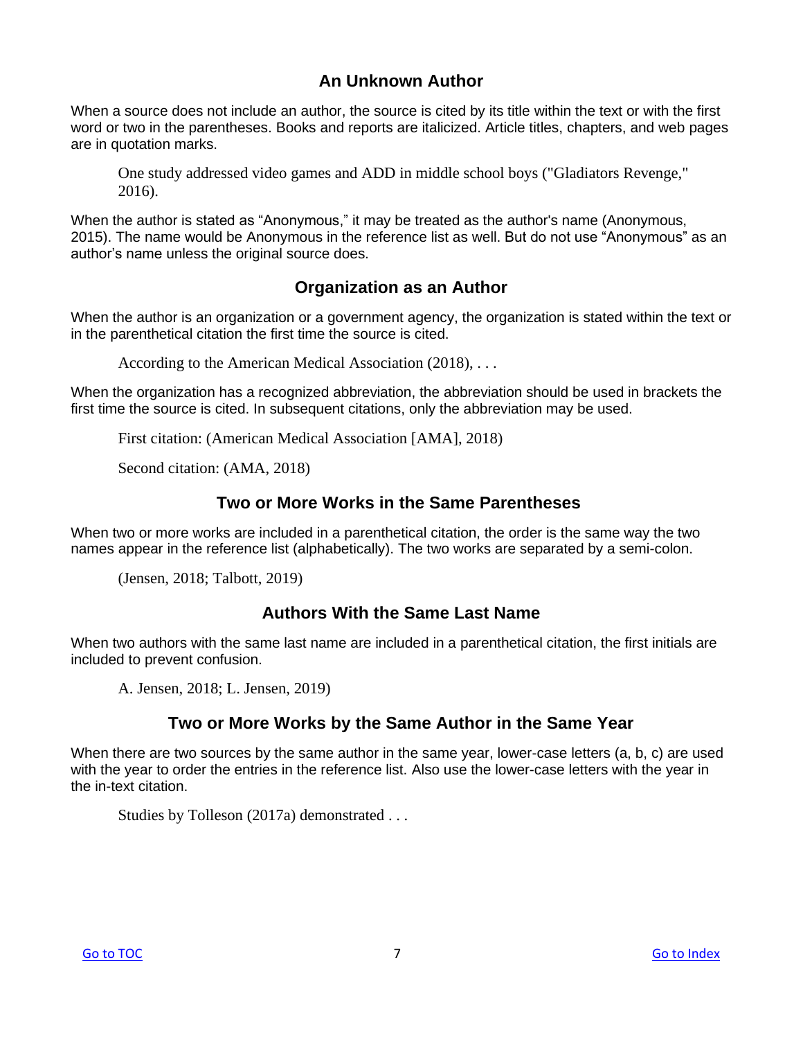## An Unknown Author

When a source does not include an author, the source is cited by its title within the text or with the first word or two in the parentheses. Books and reports are italicized. Article titles, chapters, and web pages are in quotation marks.

> One study addressed video games and ADD in middle school boys ("Gladiators Revenge," 2016).

When the author is stated as "Anonymous," it may be treated as the author's name (Anonymous, 2015). The name would be Anonymous in the reference list as well. But do not use "Anonymous" as an author's name unless the original source does.

## Organization as an Author

When the author is an organization or a government agency, the organization is stated within the text or in the parenthetical citation the first time the source is cited.

> According to the American Medical Association (2018), . . .

When the organization has a recognized abbreviation, the abbreviation should be used in brackets the first time the source is cited. In subsequent citations, only the abbreviation may be used.

> First citation: (American Medical Association [AMA], 2018)
>
> Second citation: (AMA, 2018)

## Two or More Works in the Same Parentheses

When two or more works are included in a parenthetical citation, the order is the same way the two names appear in the reference list (alphabetically). The two works are separated by a semi-colon.

> (Jensen, 2018; Talbott, 2019)

## Authors With the Same Last Name

When two authors with the same last name are included in a parenthetical citation, the first initials are included to prevent confusion.

> A. Jensen, 2018; L. Jensen, 2019)

## Two or More Works by the Same Author in the Same Year

When there are two sources by the same author in the same year, lower-case letters (a, b, c) are used with the year to order the entries in the reference list. Also use the lower-case letters with the year in the in-text citation.

> Studies by Tolleson (2017a) demonstrated . . .

Go to TOC | Go to Index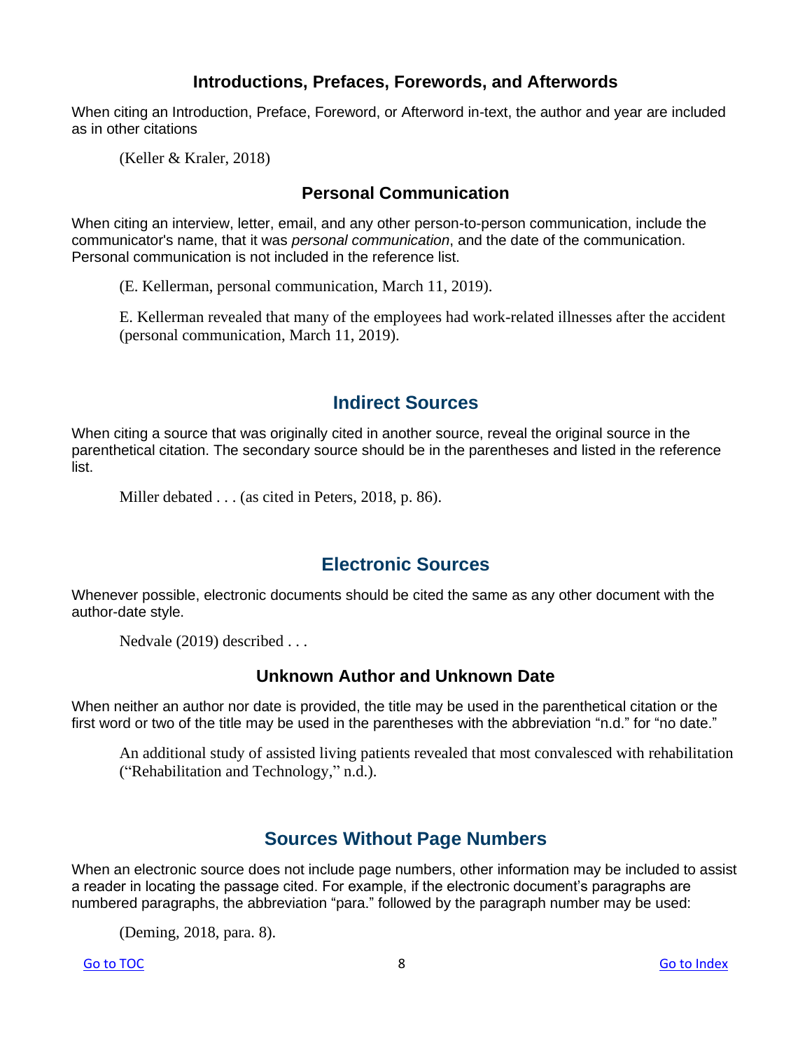### Introductions, Prefaces, Forewords, and Afterwords

When citing an Introduction, Preface, Foreword, or Afterword in-text, the author and year are included as in other citations

(Keller & Kraler, 2018)

### Personal Communication

When citing an interview, letter, email, and any other person-to-person communication, include the communicator's name, that it was *personal communication*, and the date of the communication. Personal communication is not included in the reference list.

(E. Kellerman, personal communication, March 11, 2019).

E. Kellerman revealed that many of the employees had work-related illnesses after the accident (personal communication, March 11, 2019).

## Indirect Sources

When citing a source that was originally cited in another source, reveal the original source in the parenthetical citation. The secondary source should be in the parentheses and listed in the reference list.

Miller debated . . . (as cited in Peters, 2018, p. 86).

## Electronic Sources

Whenever possible, electronic documents should be cited the same as any other document with the author-date style.

Nedvale (2019) described . . .

### Unknown Author and Unknown Date

When neither an author nor date is provided, the title may be used in the parenthetical citation or the first word or two of the title may be used in the parentheses with the abbreviation "n.d." for "no date."

An additional study of assisted living patients revealed that most convalesced with rehabilitation ("Rehabilitation and Technology," n.d.).

## Sources Without Page Numbers

When an electronic source does not include page numbers, other information may be included to assist a reader in locating the passage cited. For example, if the electronic document's paragraphs are numbered paragraphs, the abbreviation "para." followed by the paragraph number may be used:

(Deming, 2018, para. 8).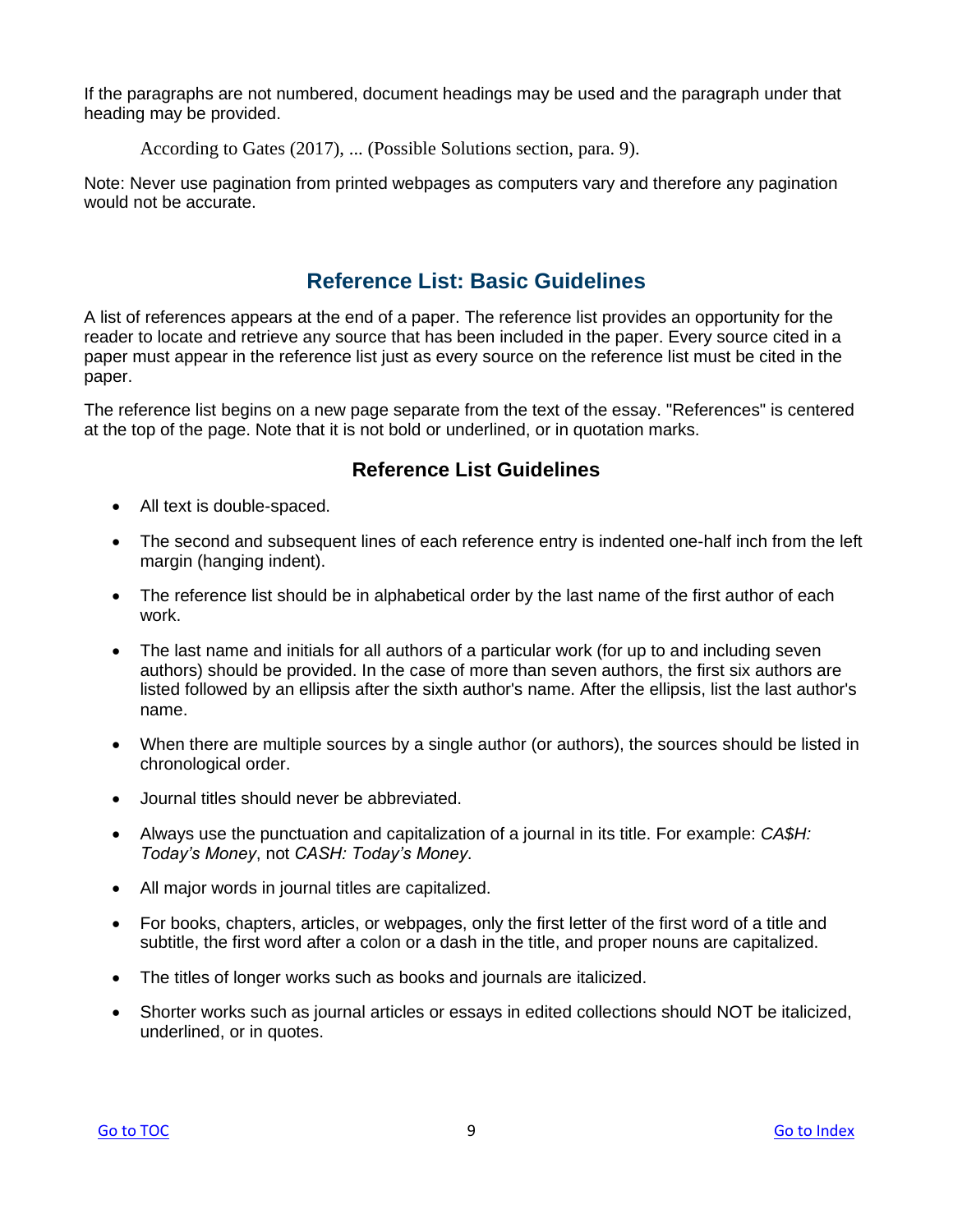If the paragraphs are not numbered, document headings may be used and the paragraph under that heading may be provided.

> According to Gates (2017), ... (Possible Solutions section, para. 9).

Note: Never use pagination from printed webpages as computers vary and therefore any pagination would not be accurate.

## Reference List: Basic Guidelines

A list of references appears at the end of a paper. The reference list provides an opportunity for the reader to locate and retrieve any source that has been included in the paper. Every source cited in a paper must appear in the reference list just as every source on the reference list must be cited in the paper.

The reference list begins on a new page separate from the text of the essay. "References" is centered at the top of the page. Note that it is not bold or underlined, or in quotation marks.

### Reference List Guidelines

- All text is double-spaced.
- The second and subsequent lines of each reference entry is indented one-half inch from the left margin (hanging indent).
- The reference list should be in alphabetical order by the last name of the first author of each work.
- The last name and initials for all authors of a particular work (for up to and including seven authors) should be provided. In the case of more than seven authors, the first six authors are listed followed by an ellipsis after the sixth author's name. After the ellipsis, list the last author's name.
- When there are multiple sources by a single author (or authors), the sources should be listed in chronological order.
- Journal titles should never be abbreviated.
- Always use the punctuation and capitalization of a journal in its title. For example: *CA$H: Today's Money*, not *CASH: Today's Money.*
- All major words in journal titles are capitalized.
- For books, chapters, articles, or webpages, only the first letter of the first word of a title and subtitle, the first word after a colon or a dash in the title, and proper nouns are capitalized.
- The titles of longer works such as books and journals are italicized.
- Shorter works such as journal articles or essays in edited collections should NOT be italicized, underlined, or in quotes.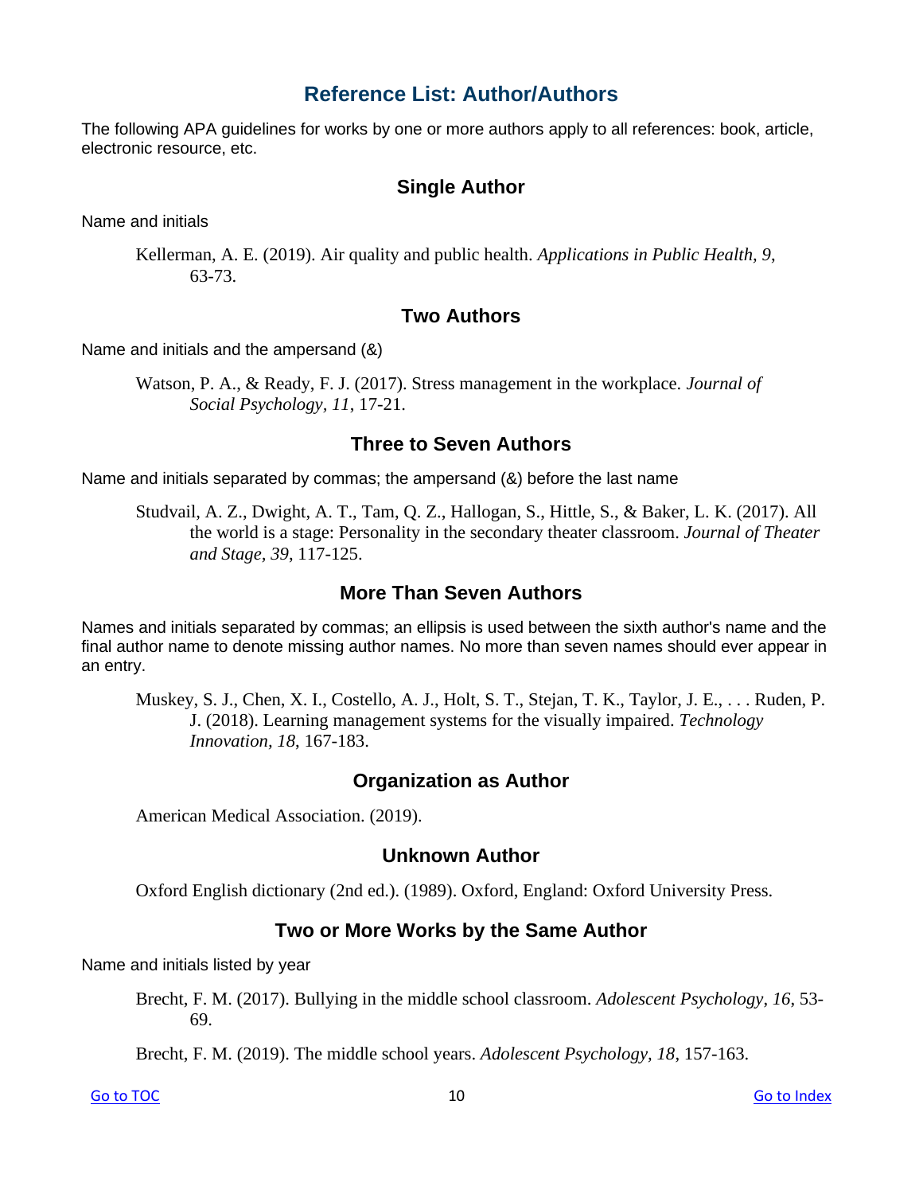# Reference List: Author/Authors

The following APA guidelines for works by one or more authors apply to all references: book, article, electronic resource, etc.

## Single Author

Name and initials

> Kellerman, A. E. (2019). Air quality and public health. *Applications in Public Health, 9*, 63-73.

## Two Authors

Name and initials and the ampersand (&)

> Watson, P. A., & Ready, F. J. (2017). Stress management in the workplace. *Journal of Social Psychology*, *11*, 17-21.

## Three to Seven Authors

Name and initials separated by commas; the ampersand (&) before the last name

> Studvail, A. Z., Dwight, A. T., Tam, Q. Z., Hallogan, S., Hittle, S., & Baker, L. K. (2017). All the world is a stage: Personality in the secondary theater classroom. *Journal of Theater and Stage*, *39*, 117-125.

## More Than Seven Authors

Names and initials separated by commas; an ellipsis is used between the sixth author's name and the final author name to denote missing author names. No more than seven names should ever appear in an entry.

> Muskey, S. J., Chen, X. I., Costello, A. J., Holt, S. T., Stejan, T. K., Taylor, J. E., . . . Ruden, P. J. (2018). Learning management systems for the visually impaired. *Technology Innovation*, *18*, 167-183.

## Organization as Author

> American Medical Association. (2019).

## Unknown Author

> Oxford English dictionary (2nd ed.). (1989). Oxford, England: Oxford University Press.

## Two or More Works by the Same Author

Name and initials listed by year

> Brecht, F. M. (2017). Bullying in the middle school classroom. *Adolescent Psychology*, *16*, 53-69.

> Brecht, F. M. (2019). The middle school years. *Adolescent Psychology, 18*, 157-163.

Go to TOC

Go to Index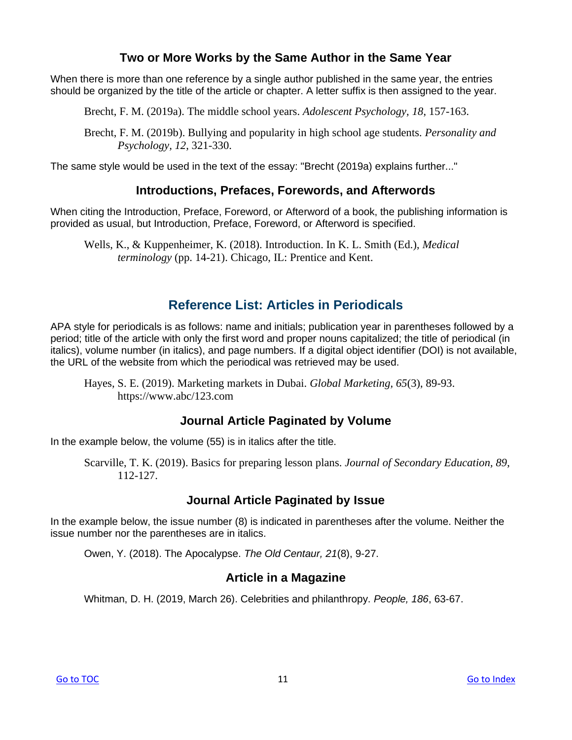### Two or More Works by the Same Author in the Same Year

When there is more than one reference by a single author published in the same year, the entries should be organized by the title of the article or chapter. A letter suffix is then assigned to the year.

Brecht, F. M. (2019a). The middle school years. *Adolescent Psychology*, *18*, 157-163.

Brecht, F. M. (2019b). Bullying and popularity in high school age students. *Personality and Psychology*, *12*, 321-330.

The same style would be used in the text of the essay: "Brecht (2019a) explains further..."

### Introductions, Prefaces, Forewords, and Afterwords

When citing the Introduction, Preface, Foreword, or Afterword of a book, the publishing information is provided as usual, but Introduction, Preface, Foreword, or Afterword is specified.

Wells, K., & Kuppenheimer, K. (2018). Introduction. In K. L. Smith (Ed.), *Medical terminology* (pp. 14-21). Chicago, IL: Prentice and Kent.

## Reference List: Articles in Periodicals

APA style for periodicals is as follows: name and initials; publication year in parentheses followed by a period; title of the article with only the first word and proper nouns capitalized; the title of periodical (in italics), volume number (in italics), and page numbers. If a digital object identifier (DOI) is not available, the URL of the website from which the periodical was retrieved may be used.

Hayes, S. E. (2019). Marketing markets in Dubai. *Global Marketing*, *65*(3), 89-93. https://www.abc/123.com

### Journal Article Paginated by Volume

In the example below, the volume (55) is in italics after the title.

Scarville, T. K. (2019). Basics for preparing lesson plans. *Journal of Secondary Education, 89*, 112-127.

### Journal Article Paginated by Issue

In the example below, the issue number (8) is indicated in parentheses after the volume. Neither the issue number nor the parentheses are in italics.

Owen, Y. (2018). The Apocalypse. *The Old Centaur, 21*(8), 9-27.

### Article in a Magazine

Whitman, D. H. (2019, March 26). Celebrities and philanthropy. *People, 186*, 63-67.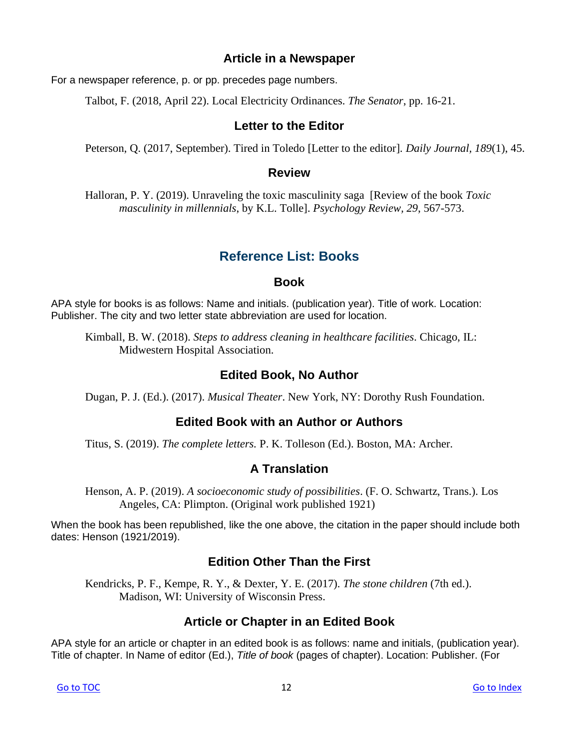### Article in a Newspaper

For a newspaper reference, p. or pp. precedes page numbers.

Talbot, F. (2018, April 22). Local Electricity Ordinances. *The Senator*, pp. 16-21.

### Letter to the Editor

Peterson, Q. (2017, September). Tired in Toledo [Letter to the editor]. *Daily Journal*, *189*(1), 45.

### Review

Halloran, P. Y. (2019). Unraveling the toxic masculinity saga [Review of the book *Toxic masculinity in millennials*, by K.L. Tolle]. *Psychology Review, 29*, 567-573.

## Reference List: Books

### Book

APA style for books is as follows: Name and initials. (publication year). Title of work. Location: Publisher. The city and two letter state abbreviation are used for location.

Kimball, B. W. (2018). *Steps to address cleaning in healthcare facilities*. Chicago, IL: Midwestern Hospital Association.

### Edited Book, No Author

Dugan, P. J. (Ed.). (2017). *Musical Theater*. New York, NY: Dorothy Rush Foundation.

### Edited Book with an Author or Authors

Titus, S. (2019). *The complete letters.* P. K. Tolleson (Ed.). Boston, MA: Archer.

### A Translation

Henson, A. P. (2019). *A socioeconomic study of possibilities*. (F. O. Schwartz, Trans.). Los Angeles, CA: Plimpton. (Original work published 1921)

When the book has been republished, like the one above, the citation in the paper should include both dates: Henson (1921/2019).

### Edition Other Than the First

Kendricks, P. F., Kempe, R. Y., & Dexter, Y. E. (2017). *The stone children* (7th ed.). Madison, WI: University of Wisconsin Press.

### Article or Chapter in an Edited Book

APA style for an article or chapter in an edited book is as follows: name and initials, (publication year). Title of chapter. In Name of editor (Ed.), *Title of book* (pages of chapter). Location: Publisher. (For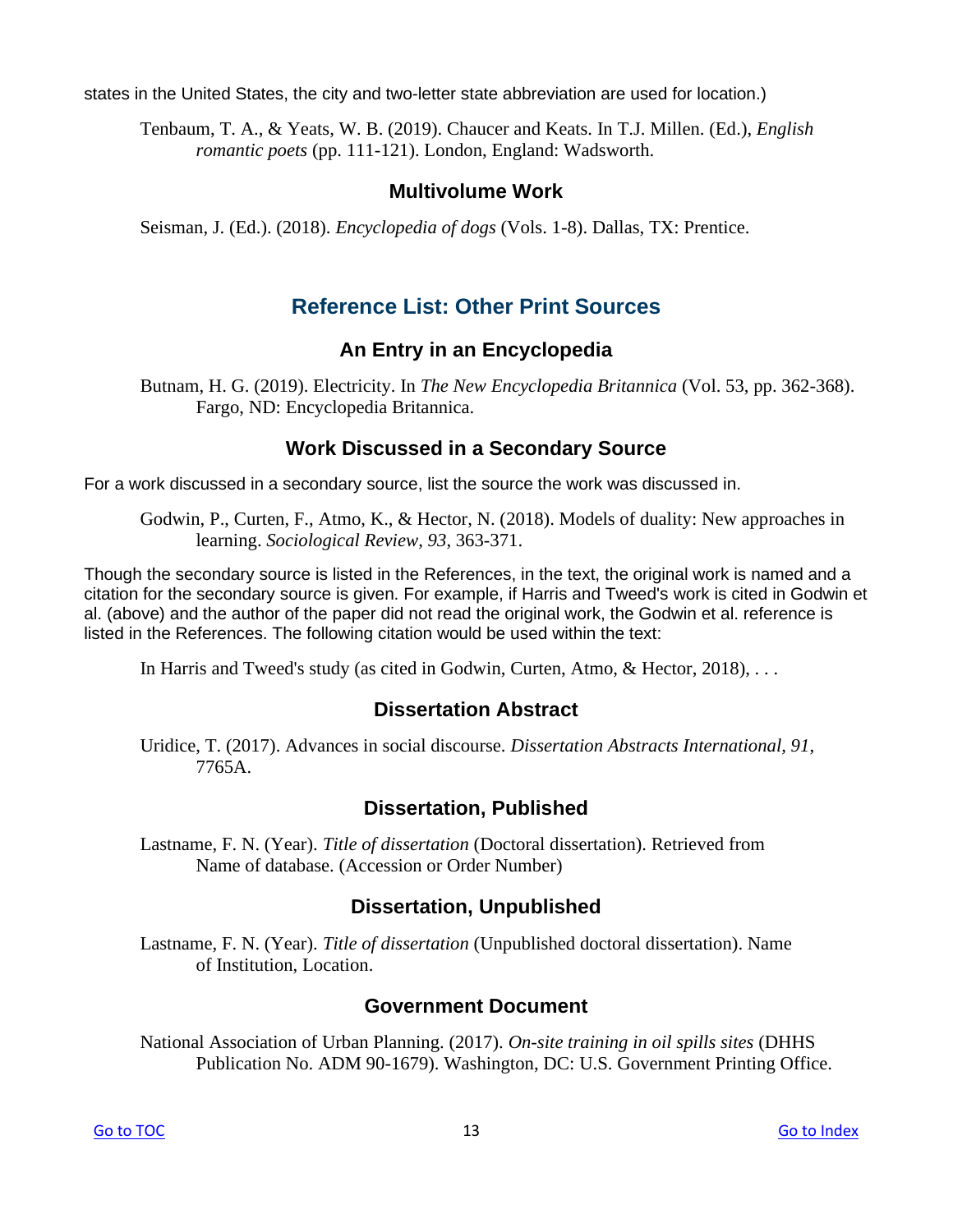states in the United States, the city and two-letter state abbreviation are used for location.)

Tenbaum, T. A., & Yeats, W. B. (2019). Chaucer and Keats. In T.J. Millen. (Ed.), *English romantic poets* (pp. 111-121). London, England: Wadsworth.

### Multivolume Work

Seisman, J. (Ed.). (2018). *Encyclopedia of dogs* (Vols. 1-8). Dallas, TX: Prentice.

## Reference List: Other Print Sources

### An Entry in an Encyclopedia

Butnam, H. G. (2019). Electricity. In *The New Encyclopedia Britannica* (Vol. 53, pp. 362-368). Fargo, ND: Encyclopedia Britannica.

### Work Discussed in a Secondary Source

For a work discussed in a secondary source, list the source the work was discussed in.

Godwin, P., Curten, F., Atmo, K., & Hector, N. (2018). Models of duality: New approaches in learning. *Sociological Review*, *93*, 363-371.

Though the secondary source is listed in the References, in the text, the original work is named and a citation for the secondary source is given. For example, if Harris and Tweed's work is cited in Godwin et al. (above) and the author of the paper did not read the original work, the Godwin et al. reference is listed in the References. The following citation would be used within the text:

In Harris and Tweed's study (as cited in Godwin, Curten, Atmo, & Hector, 2018), . . .

### Dissertation Abstract

Uridice, T. (2017). Advances in social discourse. *Dissertation Abstracts International, 91*, 7765A.

### Dissertation, Published

Lastname, F. N. (Year). *Title of dissertation* (Doctoral dissertation). Retrieved from Name of database. (Accession or Order Number)

### Dissertation, Unpublished

Lastname, F. N. (Year). *Title of dissertation* (Unpublished doctoral dissertation). Name of Institution, Location.

### Government Document

National Association of Urban Planning. (2017). *On-site training in oil spills sites* (DHHS Publication No. ADM 90-1679). Washington, DC: U.S. Government Printing Office.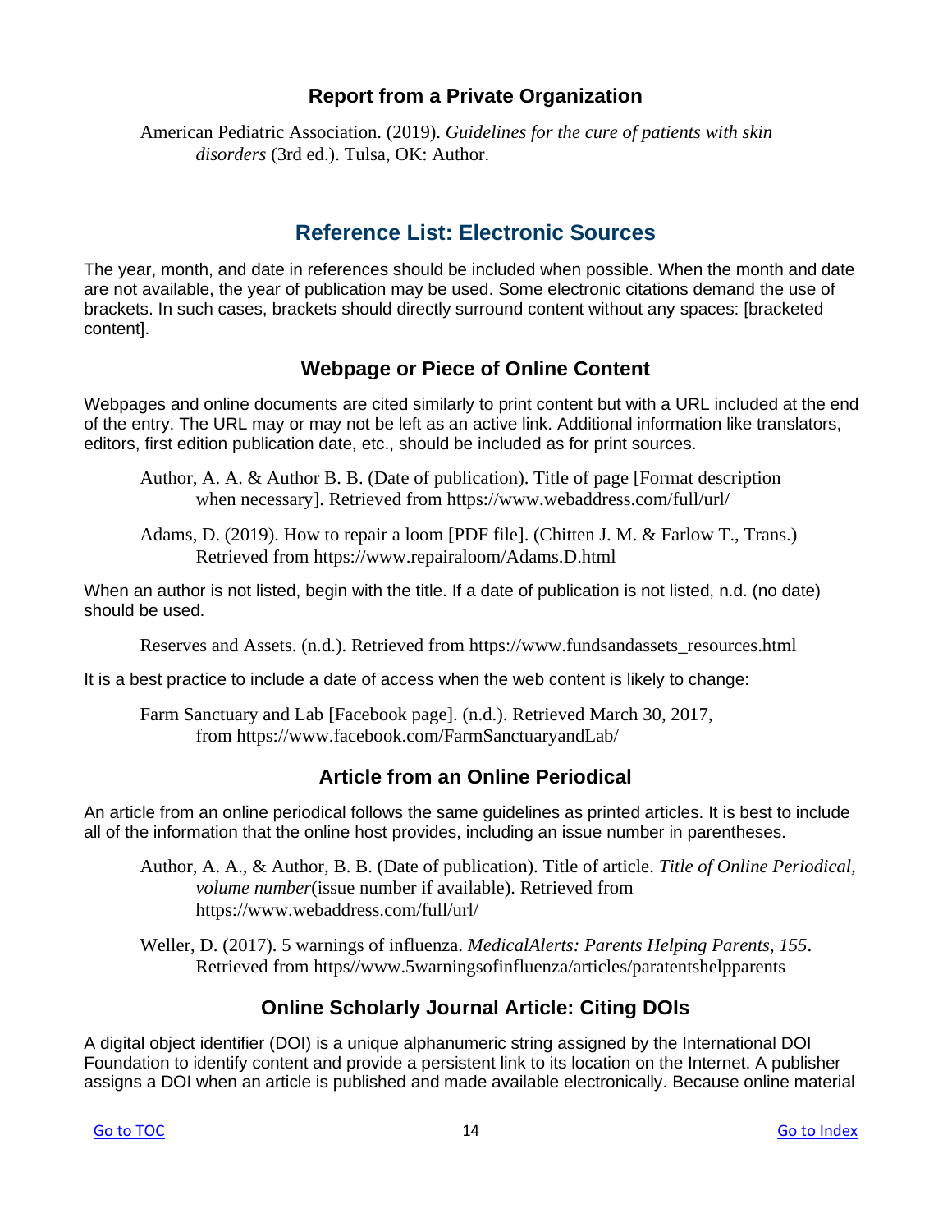### Report from a Private Organization

American Pediatric Association. (2019). *Guidelines for the cure of patients with skin disorders* (3rd ed.). Tulsa, OK: Author.

## Reference List: Electronic Sources

The year, month, and date in references should be included when possible. When the month and date are not available, the year of publication may be used. Some electronic citations demand the use of brackets. In such cases, brackets should directly surround content without any spaces: [bracketed content].

### Webpage or Piece of Online Content

Webpages and online documents are cited similarly to print content but with a URL included at the end of the entry. The URL may or may not be left as an active link. Additional information like translators, editors, first edition publication date, etc., should be included as for print sources.

Author, A. A. & Author B. B. (Date of publication). Title of page [Format description when necessary]. Retrieved from https://www.webaddress.com/full/url/

Adams, D. (2019). How to repair a loom [PDF file]. (Chitten J. M. & Farlow T., Trans.) Retrieved from https://www.repairaloom/Adams.D.html

When an author is not listed, begin with the title. If a date of publication is not listed, n.d. (no date) should be used.

Reserves and Assets. (n.d.). Retrieved from https://www.fundsandassets_resources.html

It is a best practice to include a date of access when the web content is likely to change:

Farm Sanctuary and Lab [Facebook page]. (n.d.). Retrieved March 30, 2017, from https://www.facebook.com/FarmSanctuaryandLab/

### Article from an Online Periodical

An article from an online periodical follows the same guidelines as printed articles. It is best to include all of the information that the online host provides, including an issue number in parentheses.

Author, A. A., & Author, B. B. (Date of publication). Title of article. *Title of Online Periodical, volume number*(issue number if available). Retrieved from https://www.webaddress.com/full/url/

Weller, D. (2017). 5 warnings of influenza. *MedicalAlerts: Parents Helping Parents, 155*. Retrieved from https//www.5warningsofinfluenza/articles/paratentshelpparents

### Online Scholarly Journal Article: Citing DOIs

A digital object identifier (DOI) is a unique alphanumeric string assigned by the International DOI Foundation to identify content and provide a persistent link to its location on the Internet. A publisher assigns a DOI when an article is published and made available electronically. Because online material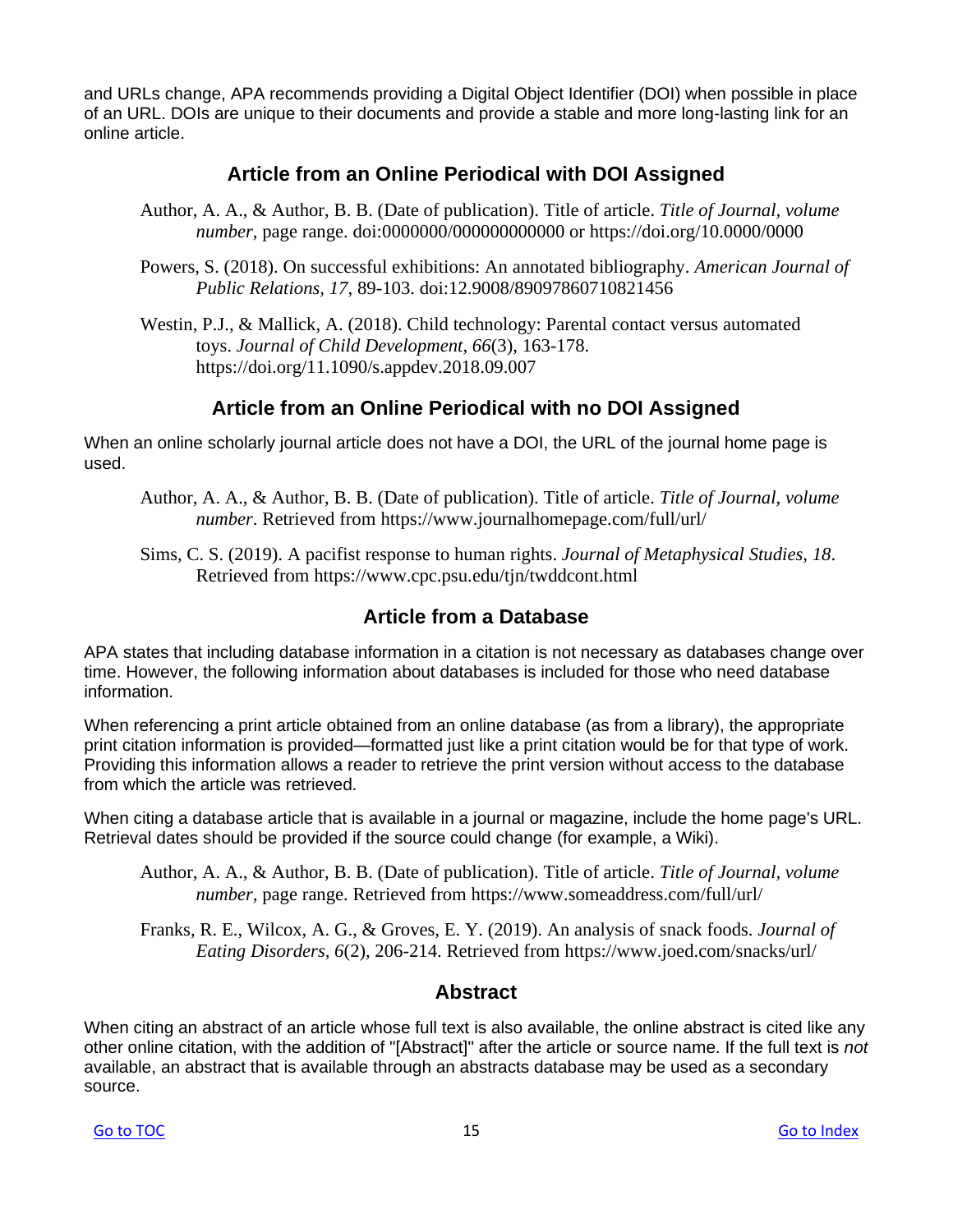and URLs change, APA recommends providing a Digital Object Identifier (DOI) when possible in place of an URL. DOIs are unique to their documents and provide a stable and more long-lasting link for an online article.

## Article from an Online Periodical with DOI Assigned

Author, A. A., & Author, B. B. (Date of publication). Title of article. *Title of Journal, volume number*, page range. doi:0000000/000000000000 or https://doi.org/10.0000/0000

Powers, S. (2018). On successful exhibitions: An annotated bibliography. *American Journal of Public Relations*, *17*, 89-103. doi:12.9008/89097860710821456

Westin, P.J., & Mallick, A. (2018). Child technology: Parental contact versus automated toys. *Journal of Child Development*, *66*(3), 163-178. https://doi.org/11.1090/s.appdev.2018.09.007

## Article from an Online Periodical with no DOI Assigned

When an online scholarly journal article does not have a DOI, the URL of the journal home page is used.

Author, A. A., & Author, B. B. (Date of publication). Title of article. *Title of Journal, volume number*. Retrieved from https://www.journalhomepage.com/full/url/

Sims, C. S. (2019). A pacifist response to human rights. *Journal of Metaphysical Studies, 18*. Retrieved from https://www.cpc.psu.edu/tjn/twddcont.html

## Article from a Database

APA states that including database information in a citation is not necessary as databases change over time. However, the following information about databases is included for those who need database information.

When referencing a print article obtained from an online database (as from a library), the appropriate print citation information is provided—formatted just like a print citation would be for that type of work. Providing this information allows a reader to retrieve the print version without access to the database from which the article was retrieved.

When citing a database article that is available in a journal or magazine, include the home page's URL. Retrieval dates should be provided if the source could change (for example, a Wiki).

Author, A. A., & Author, B. B. (Date of publication). Title of article. *Title of Journal, volume number,* page range. Retrieved from https://www.someaddress.com/full/url/

Franks, R. E., Wilcox, A. G., & Groves, E. Y. (2019). An analysis of snack foods. *Journal of Eating Disorders*, *6*(2), 206-214. Retrieved from https://www.joed.com/snacks/url/

## Abstract

When citing an abstract of an article whose full text is also available, the online abstract is cited like any other online citation, with the addition of "[Abstract]" after the article or source name. If the full text is *not* available, an abstract that is available through an abstracts database may be used as a secondary source.

Go to TOC

Go to Index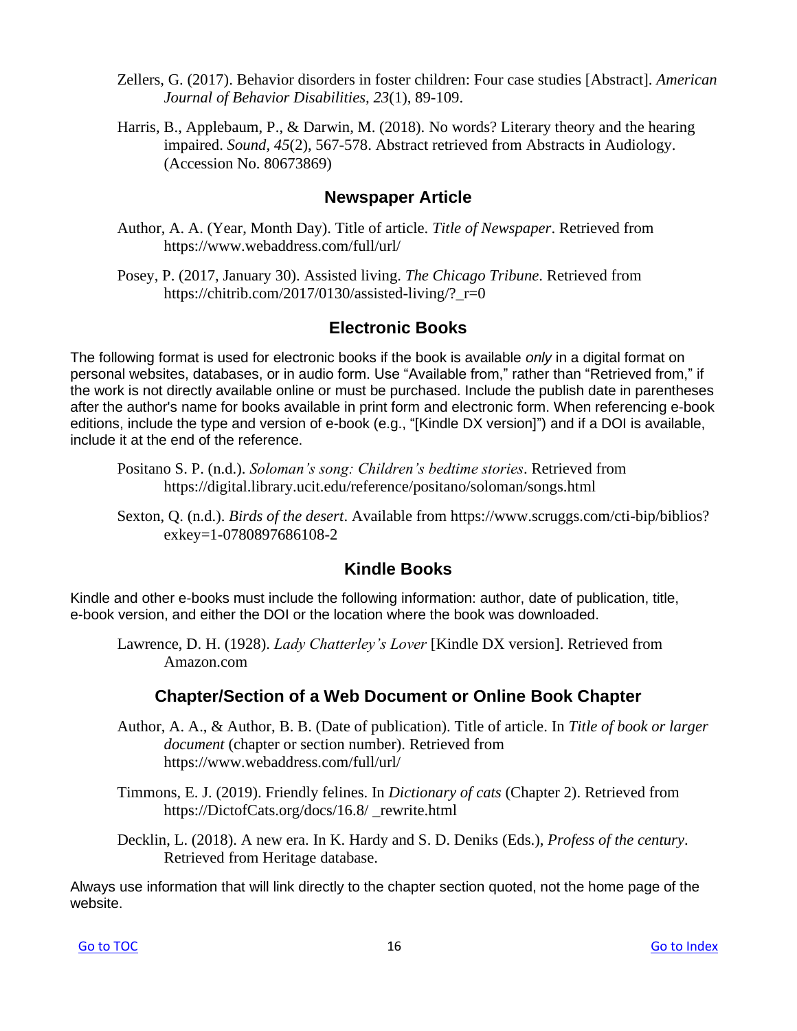Zellers, G. (2017). Behavior disorders in foster children: Four case studies [Abstract]. *American Journal of Behavior Disabilities, 23*(1), 89-109.

Harris, B., Applebaum, P., & Darwin, M. (2018). No words? Literary theory and the hearing impaired. *Sound, 45*(2), 567-578. Abstract retrieved from Abstracts in Audiology. (Accession No. 80673869)

## Newspaper Article

Author, A. A. (Year, Month Day). Title of article. *Title of Newspaper*. Retrieved from https://www.webaddress.com/full/url/

Posey, P. (2017, January 30). Assisted living. *The Chicago Tribune*. Retrieved from https://chitrib.com/2017/0130/assisted-living/?_r=0

## Electronic Books

The following format is used for electronic books if the book is available *only* in a digital format on personal websites, databases, or in audio form. Use "Available from," rather than "Retrieved from," if the work is not directly available online or must be purchased. Include the publish date in parentheses after the author's name for books available in print form and electronic form. When referencing e-book editions, include the type and version of e-book (e.g., "[Kindle DX version]") and if a DOI is available, include it at the end of the reference.

Positano S. P. (n.d.). *Soloman's song: Children's bedtime stories*. Retrieved from https://digital.library.ucit.edu/reference/positano/soloman/songs.html

Sexton, Q. (n.d.). *Birds of the desert*. Available from https://www.scruggs.com/cti-bip/biblios?exkey=1-0780897686108-2

## Kindle Books

Kindle and other e-books must include the following information: author, date of publication, title, e-book version, and either the DOI or the location where the book was downloaded.

Lawrence, D. H. (1928). *Lady Chatterley's Lover* [Kindle DX version]. Retrieved from Amazon.com

## Chapter/Section of a Web Document or Online Book Chapter

Author, A. A., & Author, B. B. (Date of publication). Title of article. In *Title of book or larger document* (chapter or section number). Retrieved from https://www.webaddress.com/full/url/

Timmons, E. J. (2019). Friendly felines. In *Dictionary of cats* (Chapter 2). Retrieved from https://DictofCats.org/docs/16.8/ _rewrite.html

Decklin, L. (2018). A new era. In K. Hardy and S. D. Deniks (Eds.), *Profess of the century*. Retrieved from Heritage database.

Always use information that will link directly to the chapter section quoted, not the home page of the website.

Go to TOC | Go to Index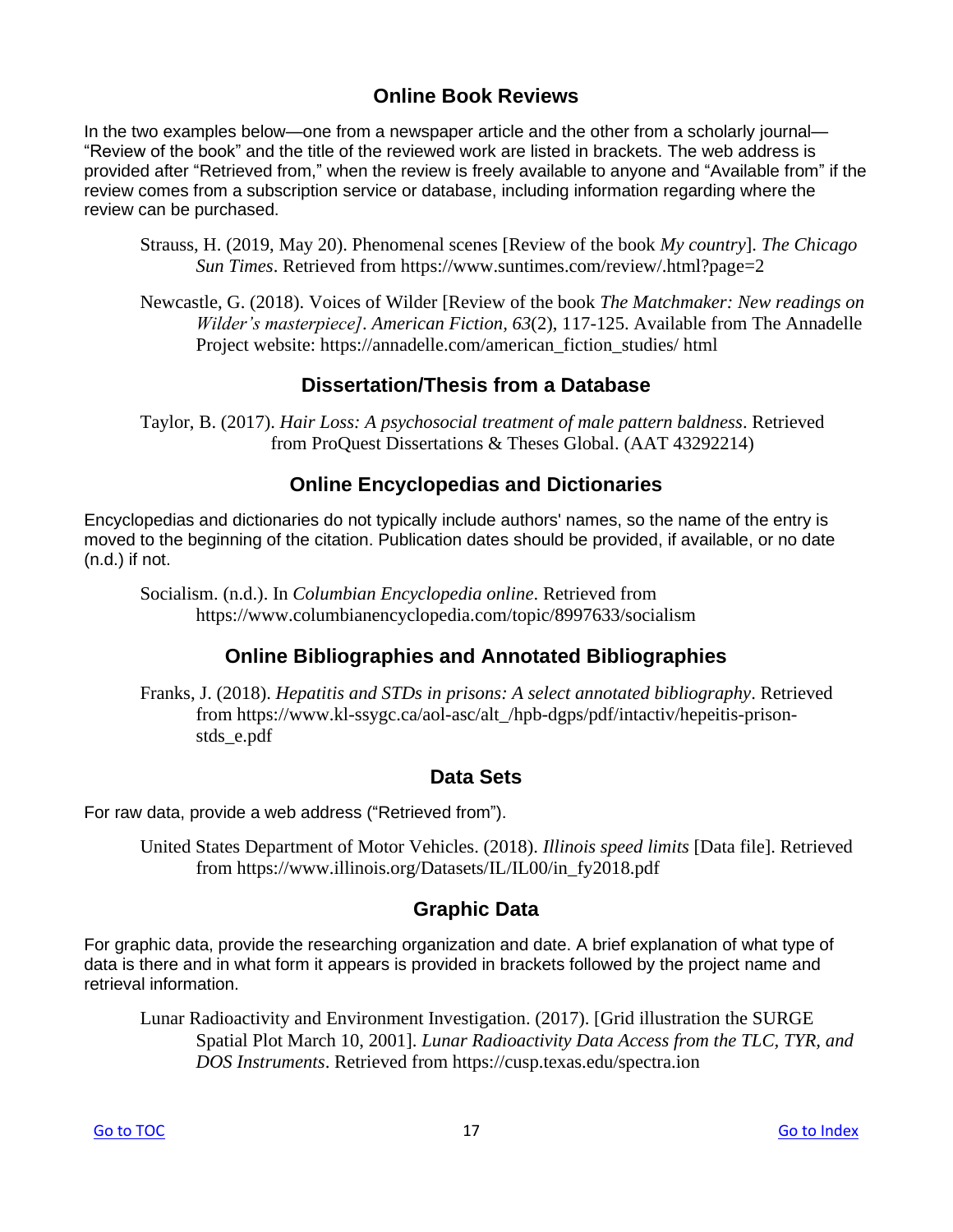## Online Book Reviews

In the two examples below—one from a newspaper article and the other from a scholarly journal—"Review of the book" and the title of the reviewed work are listed in brackets. The web address is provided after "Retrieved from," when the review is freely available to anyone and "Available from" if the review comes from a subscription service or database, including information regarding where the review can be purchased.

> Strauss, H. (2019, May 20). Phenomenal scenes [Review of the book *My country*]. *The Chicago Sun Times*. Retrieved from https://www.suntimes.com/review/.html?page=2

> Newcastle, G. (2018). Voices of Wilder [Review of the book *The Matchmaker: New readings on Wilder's masterpiece]*. *American Fiction, 63*(2), 117-125. Available from The Annadelle Project website: https://annadelle.com/american_fiction_studies/ html

## Dissertation/Thesis from a Database

> Taylor, B. (2017). *Hair Loss: A psychosocial treatment of male pattern baldness*. Retrieved from ProQuest Dissertations & Theses Global. (AAT 43292214)

## Online Encyclopedias and Dictionaries

Encyclopedias and dictionaries do not typically include authors' names, so the name of the entry is moved to the beginning of the citation. Publication dates should be provided, if available, or no date (n.d.) if not.

> Socialism. (n.d.). In *Columbian Encyclopedia online*. Retrieved from https://www.columbianencyclopedia.com/topic/8997633/socialism

## Online Bibliographies and Annotated Bibliographies

> Franks, J. (2018). *Hepatitis and STDs in prisons: A select annotated bibliography*. Retrieved from https://www.kl-ssygc.ca/aol-asc/alt_/hpb-dgps/pdf/intactiv/hepeitis-prison-stds_e.pdf

## Data Sets

For raw data, provide a web address ("Retrieved from").

> United States Department of Motor Vehicles. (2018). *Illinois speed limits* [Data file]. Retrieved from https://www.illinois.org/Datasets/IL/IL00/in_fy2018.pdf

## Graphic Data

For graphic data, provide the researching organization and date. A brief explanation of what type of data is there and in what form it appears is provided in brackets followed by the project name and retrieval information.

> Lunar Radioactivity and Environment Investigation. (2017). [Grid illustration the SURGE Spatial Plot March 10, 2001]. *Lunar Radioactivity Data Access from the TLC, TYR, and DOS Instruments*. Retrieved from https://cusp.texas.edu/spectra.ion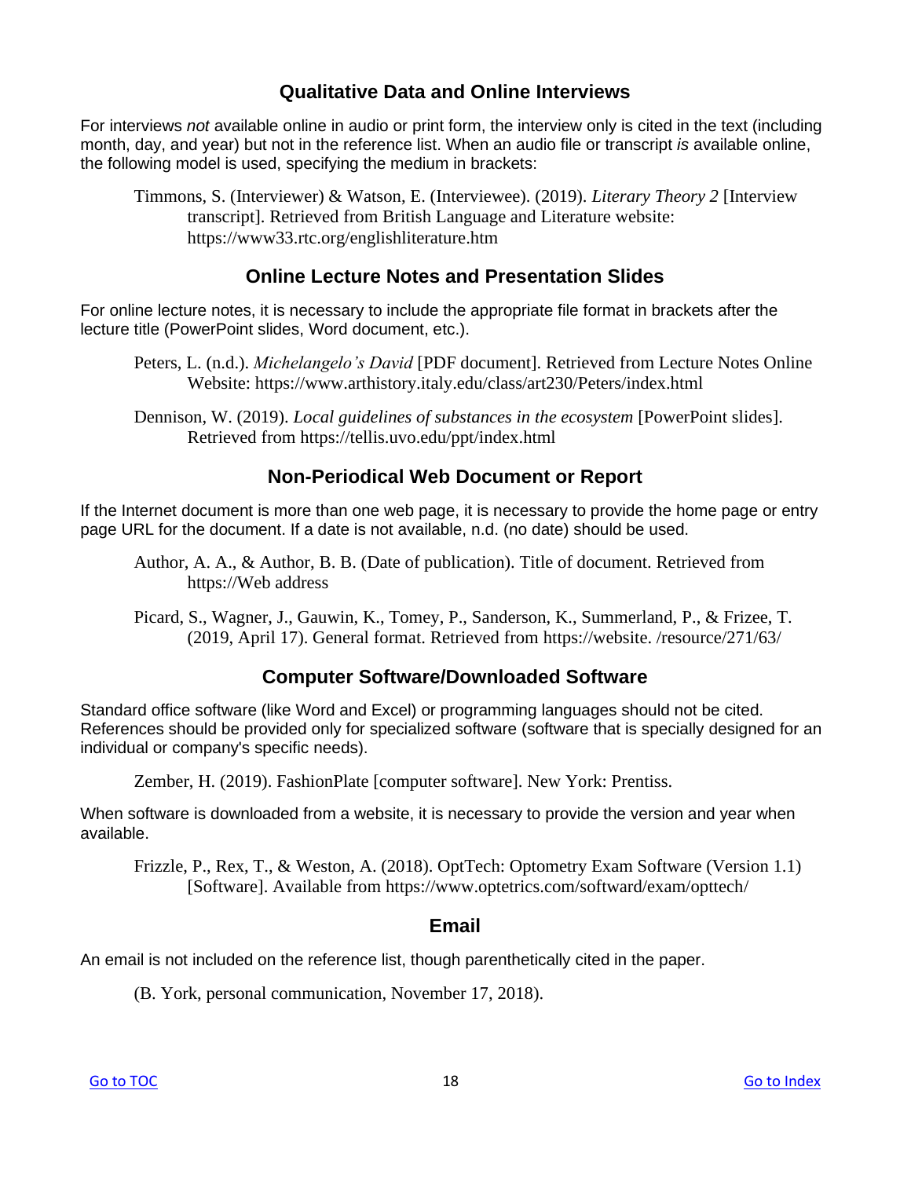## Qualitative Data and Online Interviews

For interviews *not* available online in audio or print form, the interview only is cited in the text (including month, day, and year) but not in the reference list. When an audio file or transcript *is* available online, the following model is used, specifying the medium in brackets:

> Timmons, S. (Interviewer) & Watson, E. (Interviewee). (2019). *Literary Theory 2* [Interview transcript]. Retrieved from British Language and Literature website: https://www33.rtc.org/englishliterature.htm

## Online Lecture Notes and Presentation Slides

For online lecture notes, it is necessary to include the appropriate file format in brackets after the lecture title (PowerPoint slides, Word document, etc.).

> Peters, L. (n.d.). *Michelangelo's David* [PDF document]. Retrieved from Lecture Notes Online Website: https://www.arthistory.italy.edu/class/art230/Peters/index.html

> Dennison, W. (2019). *Local guidelines of substances in the ecosystem* [PowerPoint slides]. Retrieved from https://tellis.uvo.edu/ppt/index.html

## Non-Periodical Web Document or Report

If the Internet document is more than one web page, it is necessary to provide the home page or entry page URL for the document. If a date is not available, n.d. (no date) should be used.

> Author, A. A., & Author, B. B. (Date of publication). Title of document. Retrieved from https://Web address

> Picard, S., Wagner, J., Gauwin, K., Tomey, P., Sanderson, K., Summerland, P., & Frizee, T. (2019, April 17). General format. Retrieved from https://website. /resource/271/63/

## Computer Software/Downloaded Software

Standard office software (like Word and Excel) or programming languages should not be cited. References should be provided only for specialized software (software that is specially designed for an individual or company's specific needs).

> Zember, H. (2019). FashionPlate [computer software]. New York: Prentiss.

When software is downloaded from a website, it is necessary to provide the version and year when available.

> Frizzle, P., Rex, T., & Weston, A. (2018). OptTech: Optometry Exam Software (Version 1.1) [Software]. Available from https://www.optetrics.com/softward/exam/opttech/

## Email

An email is not included on the reference list, though parenthetically cited in the paper.

> (B. York, personal communication, November 17, 2018).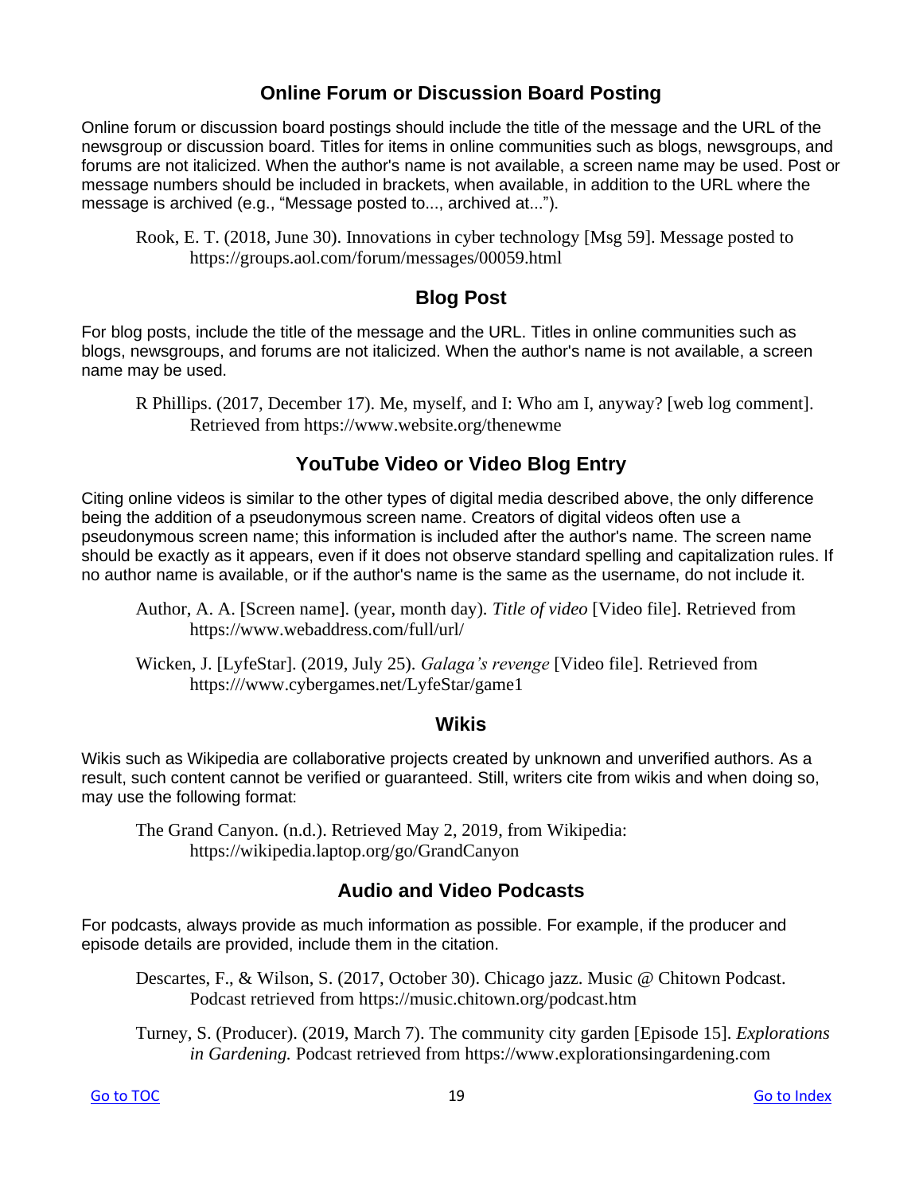## Online Forum or Discussion Board Posting

Online forum or discussion board postings should include the title of the message and the URL of the newsgroup or discussion board. Titles for items in online communities such as blogs, newsgroups, and forums are not italicized. When the author's name is not available, a screen name may be used. Post or message numbers should be included in brackets, when available, in addition to the URL where the message is archived (e.g., "Message posted to..., archived at...").

Rook, E. T. (2018, June 30). Innovations in cyber technology [Msg 59]. Message posted to https://groups.aol.com/forum/messages/00059.html

## Blog Post

For blog posts, include the title of the message and the URL. Titles in online communities such as blogs, newsgroups, and forums are not italicized. When the author's name is not available, a screen name may be used.

R Phillips. (2017, December 17). Me, myself, and I: Who am I, anyway? [web log comment]. Retrieved from https://www.website.org/thenewme

## YouTube Video or Video Blog Entry

Citing online videos is similar to the other types of digital media described above, the only difference being the addition of a pseudonymous screen name. Creators of digital videos often use a pseudonymous screen name; this information is included after the author's name. The screen name should be exactly as it appears, even if it does not observe standard spelling and capitalization rules. If no author name is available, or if the author's name is the same as the username, do not include it.

Author, A. A. [Screen name]. (year, month day). *Title of video* [Video file]. Retrieved from https://www.webaddress.com/full/url/

Wicken, J. [LyfeStar]. (2019, July 25). *Galaga's revenge* [Video file]. Retrieved from https:///www.cybergames.net/LyfeStar/game1

## Wikis

Wikis such as Wikipedia are collaborative projects created by unknown and unverified authors. As a result, such content cannot be verified or guaranteed. Still, writers cite from wikis and when doing so, may use the following format:

The Grand Canyon. (n.d.). Retrieved May 2, 2019, from Wikipedia: https://wikipedia.laptop.org/go/GrandCanyon

## Audio and Video Podcasts

For podcasts, always provide as much information as possible. For example, if the producer and episode details are provided, include them in the citation.

Descartes, F., & Wilson, S. (2017, October 30). Chicago jazz. Music @ Chitown Podcast. Podcast retrieved from https://music.chitown.org/podcast.htm

Turney, S. (Producer). (2019, March 7). The community city garden [Episode 15]. *Explorations in Gardening.* Podcast retrieved from https://www.explorationsingardening.com

Go to TOC | Go to Index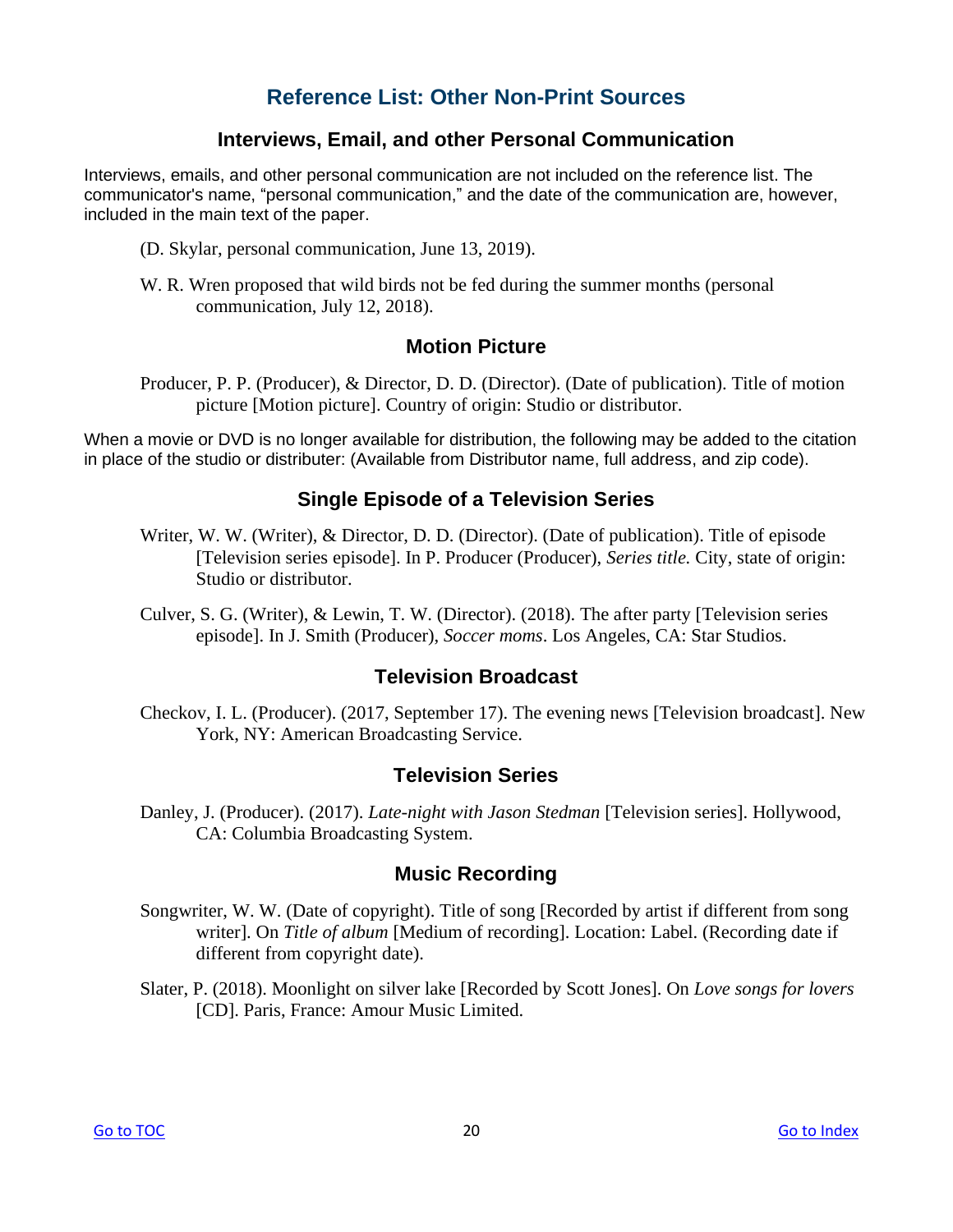# Reference List: Other Non-Print Sources

## Interviews, Email, and other Personal Communication

Interviews, emails, and other personal communication are not included on the reference list. The communicator's name, "personal communication," and the date of the communication are, however, included in the main text of the paper.

(D. Skylar, personal communication, June 13, 2019).

W. R. Wren proposed that wild birds not be fed during the summer months (personal communication, July 12, 2018).

## Motion Picture

Producer, P. P. (Producer), & Director, D. D. (Director). (Date of publication). Title of motion picture [Motion picture]. Country of origin: Studio or distributor.

When a movie or DVD is no longer available for distribution, the following may be added to the citation in place of the studio or distributer: (Available from Distributor name, full address, and zip code).

## Single Episode of a Television Series

Writer, W. W. (Writer), & Director, D. D. (Director). (Date of publication). Title of episode [Television series episode]. In P. Producer (Producer), *Series title.* City, state of origin: Studio or distributor.

Culver, S. G. (Writer), & Lewin, T. W. (Director). (2018). The after party [Television series episode]. In J. Smith (Producer), *Soccer moms*. Los Angeles, CA: Star Studios.

## Television Broadcast

Checkov, I. L. (Producer). (2017, September 17). The evening news [Television broadcast]. New York, NY: American Broadcasting Service.

## Television Series

Danley, J. (Producer). (2017). *Late-night with Jason Stedman* [Television series]. Hollywood, CA: Columbia Broadcasting System.

## Music Recording

Songwriter, W. W. (Date of copyright). Title of song [Recorded by artist if different from song writer]. On *Title of album* [Medium of recording]. Location: Label. (Recording date if different from copyright date).

Slater, P. (2018). Moonlight on silver lake [Recorded by Scott Jones]. On *Love songs for lovers* [CD]. Paris, France: Amour Music Limited.

Go to TOC

Go to Index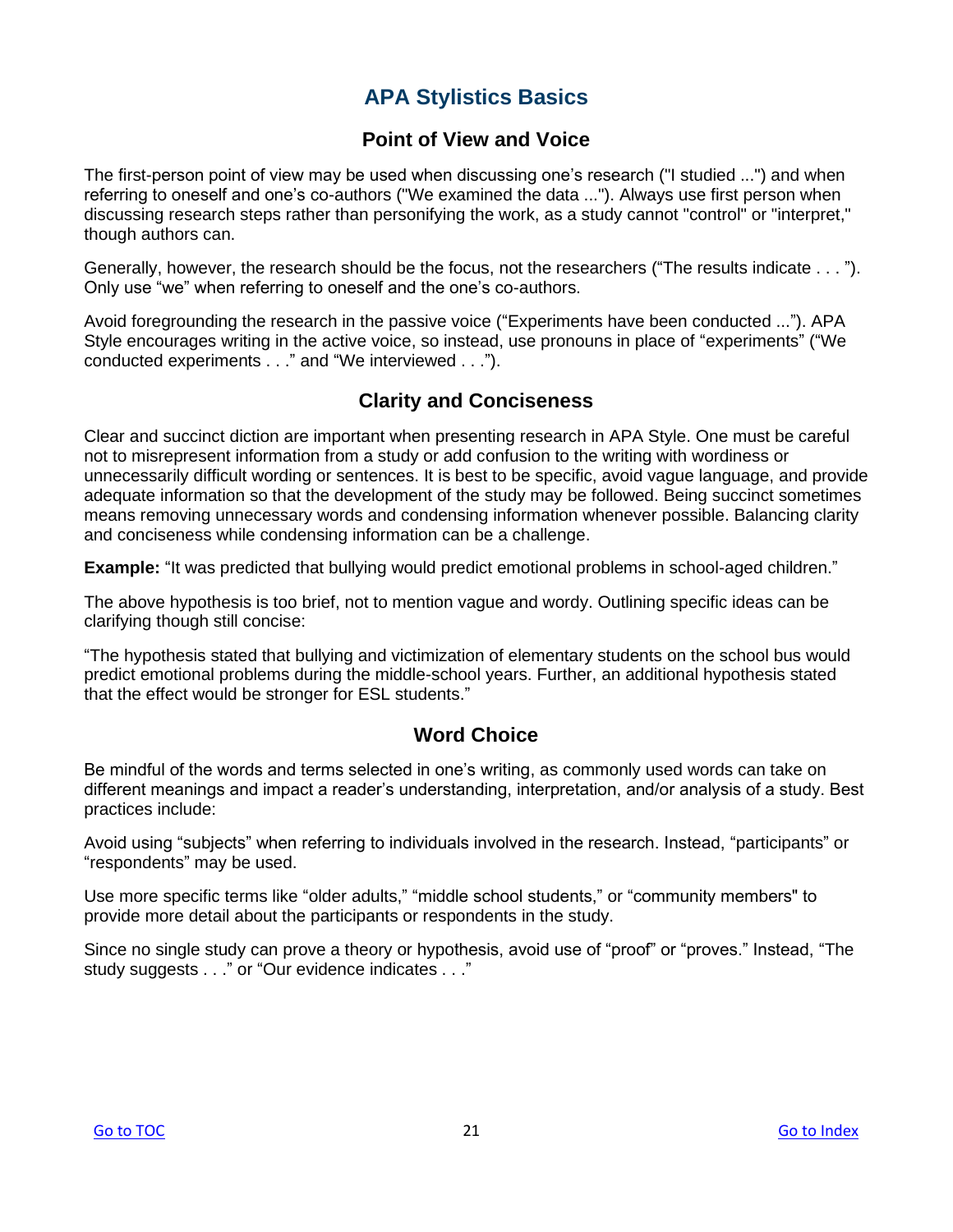# APA Stylistics Basics

## Point of View and Voice

The first-person point of view may be used when discussing one's research ("I studied ...") and when referring to oneself and one's co-authors ("We examined the data ..."). Always use first person when discussing research steps rather than personifying the work, as a study cannot "control" or "interpret," though authors can.

Generally, however, the research should be the focus, not the researchers ("The results indicate . . . "). Only use "we" when referring to oneself and the one's co-authors.

Avoid foregrounding the research in the passive voice ("Experiments have been conducted ..."). APA Style encourages writing in the active voice, so instead, use pronouns in place of "experiments" ("We conducted experiments . . ." and "We interviewed . . .").

## Clarity and Conciseness

Clear and succinct diction are important when presenting research in APA Style. One must be careful not to misrepresent information from a study or add confusion to the writing with wordiness or unnecessarily difficult wording or sentences. It is best to be specific, avoid vague language, and provide adequate information so that the development of the study may be followed. Being succinct sometimes means removing unnecessary words and condensing information whenever possible. Balancing clarity and conciseness while condensing information can be a challenge.

**Example:** "It was predicted that bullying would predict emotional problems in school-aged children."

The above hypothesis is too brief, not to mention vague and wordy. Outlining specific ideas can be clarifying though still concise:

"The hypothesis stated that bullying and victimization of elementary students on the school bus would predict emotional problems during the middle-school years. Further, an additional hypothesis stated that the effect would be stronger for ESL students."

## Word Choice

Be mindful of the words and terms selected in one's writing, as commonly used words can take on different meanings and impact a reader's understanding, interpretation, and/or analysis of a study. Best practices include:

Avoid using "subjects" when referring to individuals involved in the research. Instead, "participants" or "respondents" may be used.

Use more specific terms like "older adults," "middle school students," or "community members" to provide more detail about the participants or respondents in the study.

Since no single study can prove a theory or hypothesis, avoid use of "proof" or "proves." Instead, "The study suggests . . ." or "Our evidence indicates . . ."

Go to TOC

Go to Index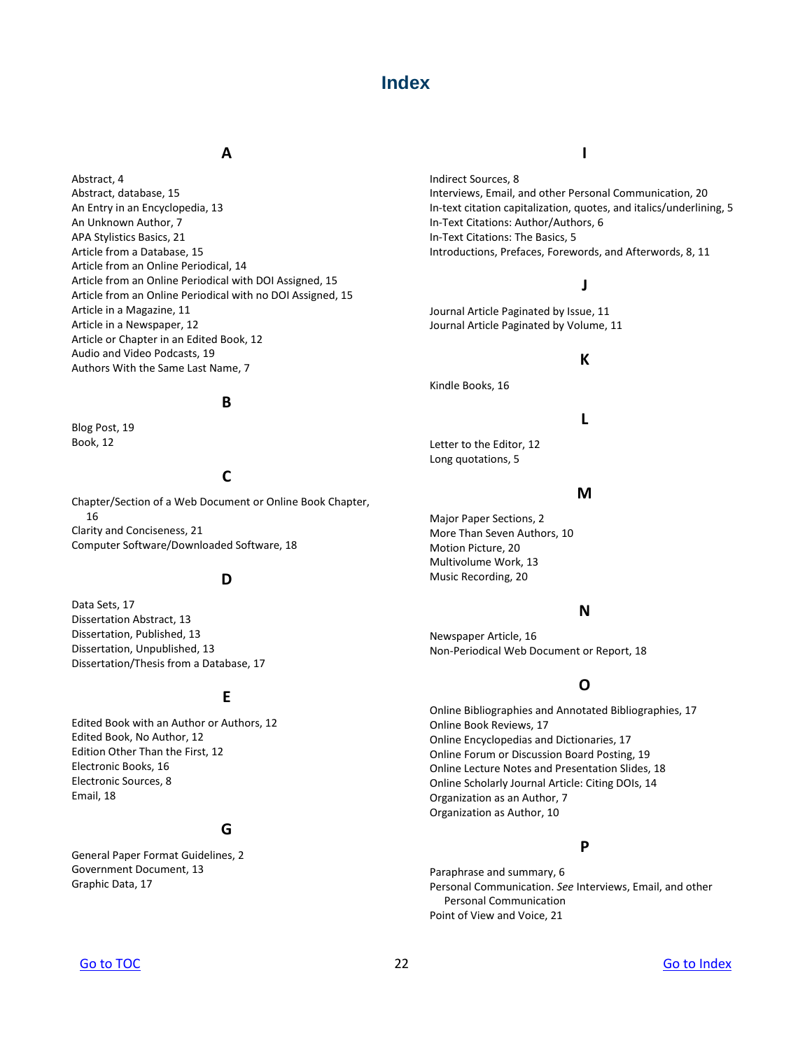# Index

## A

Abstract, 4
Abstract, database, 15
An Entry in an Encyclopedia, 13
An Unknown Author, 7
APA Stylistics Basics, 21
Article from a Database, 15
Article from an Online Periodical, 14
Article from an Online Periodical with DOI Assigned, 15
Article from an Online Periodical with no DOI Assigned, 15
Article in a Magazine, 11
Article in a Newspaper, 12
Article or Chapter in an Edited Book, 12
Audio and Video Podcasts, 19
Authors With the Same Last Name, 7

## B

Blog Post, 19
Book, 12

## C

Chapter/Section of a Web Document or Online Book Chapter, 16
Clarity and Conciseness, 21
Computer Software/Downloaded Software, 18

## D

Data Sets, 17
Dissertation Abstract, 13
Dissertation, Published, 13
Dissertation, Unpublished, 13
Dissertation/Thesis from a Database, 17

## E

Edited Book with an Author or Authors, 12
Edited Book, No Author, 12
Edition Other Than the First, 12
Electronic Books, 16
Electronic Sources, 8
Email, 18

## G

General Paper Format Guidelines, 2
Government Document, 13
Graphic Data, 17

## I

Indirect Sources, 8
Interviews, Email, and other Personal Communication, 20
In-text citation capitalization, quotes, and italics/underlining, 5
In-Text Citations: Author/Authors, 6
In-Text Citations: The Basics, 5
Introductions, Prefaces, Forewords, and Afterwords, 8, 11

## J

Journal Article Paginated by Issue, 11
Journal Article Paginated by Volume, 11

## K

Kindle Books, 16

## L

Letter to the Editor, 12
Long quotations, 5

## M

Major Paper Sections, 2
More Than Seven Authors, 10
Motion Picture, 20
Multivolume Work, 13
Music Recording, 20

## N

Newspaper Article, 16
Non-Periodical Web Document or Report, 18

## O

Online Bibliographies and Annotated Bibliographies, 17
Online Book Reviews, 17
Online Encyclopedias and Dictionaries, 17
Online Forum or Discussion Board Posting, 19
Online Lecture Notes and Presentation Slides, 18
Online Scholarly Journal Article: Citing DOIs, 14
Organization as an Author, 7
Organization as Author, 10

## P

Paraphrase and summary, 6
Personal Communication. *See* Interviews, Email, and other Personal Communication
Point of View and Voice, 21

Go to TOC

Go to Index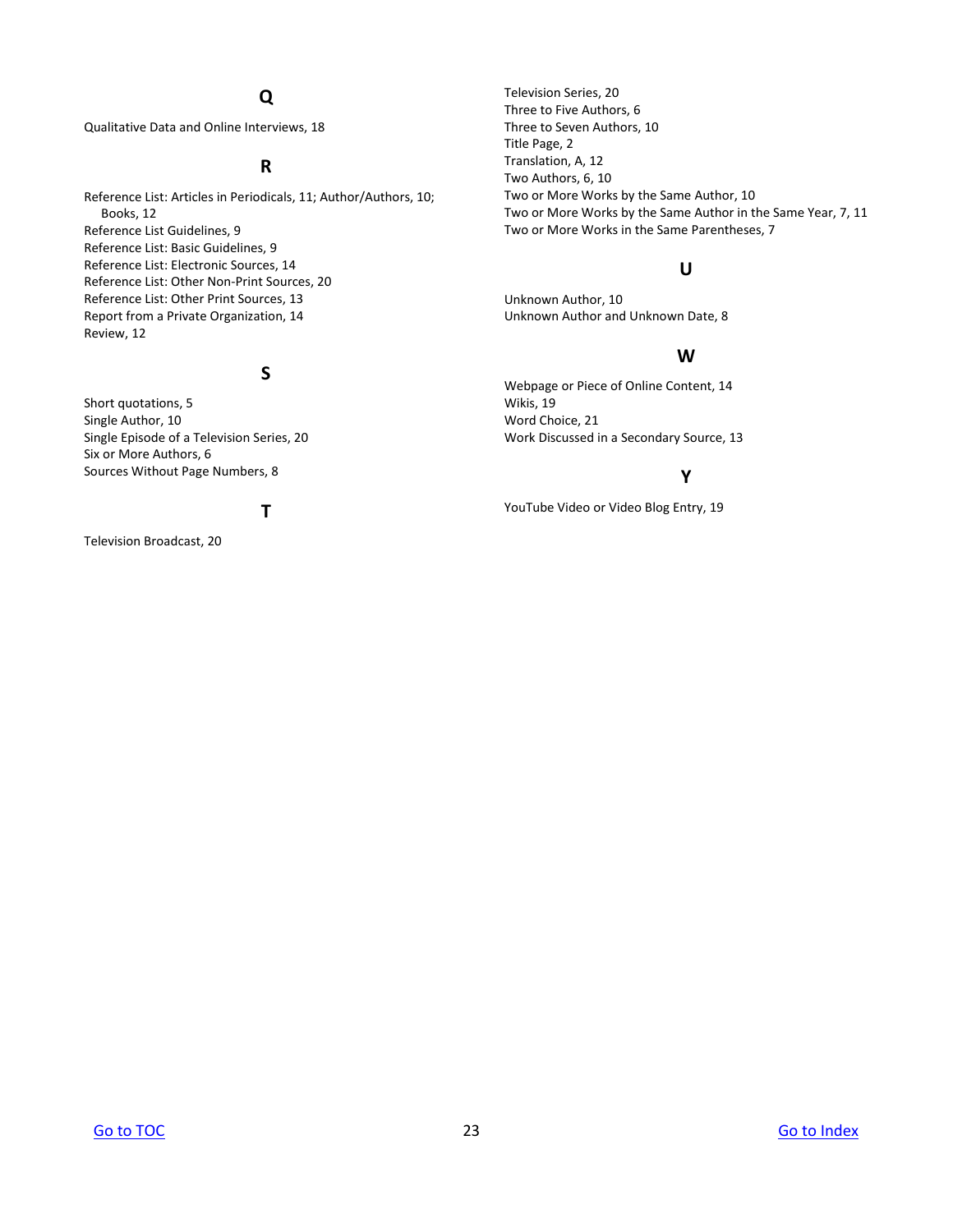## Q

Qualitative Data and Online Interviews, 18

## R

Reference List: Articles in Periodicals, 11; Author/Authors, 10; Books, 12
Reference List Guidelines, 9
Reference List: Basic Guidelines, 9
Reference List: Electronic Sources, 14
Reference List: Other Non-Print Sources, 20
Reference List: Other Print Sources, 13
Report from a Private Organization, 14
Review, 12

## S

Short quotations, 5
Single Author, 10
Single Episode of a Television Series, 20
Six or More Authors, 6
Sources Without Page Numbers, 8

## T

Television Broadcast, 20
Television Series, 20
Three to Five Authors, 6
Three to Seven Authors, 10
Title Page, 2
Translation, A, 12
Two Authors, 6, 10
Two or More Works by the Same Author, 10
Two or More Works by the Same Author in the Same Year, 7, 11
Two or More Works in the Same Parentheses, 7

## U

Unknown Author, 10
Unknown Author and Unknown Date, 8

## W

Webpage or Piece of Online Content, 14
Wikis, 19
Word Choice, 21
Work Discussed in a Secondary Source, 13

## Y

YouTube Video or Video Blog Entry, 19

Go to TOC

Go to Index